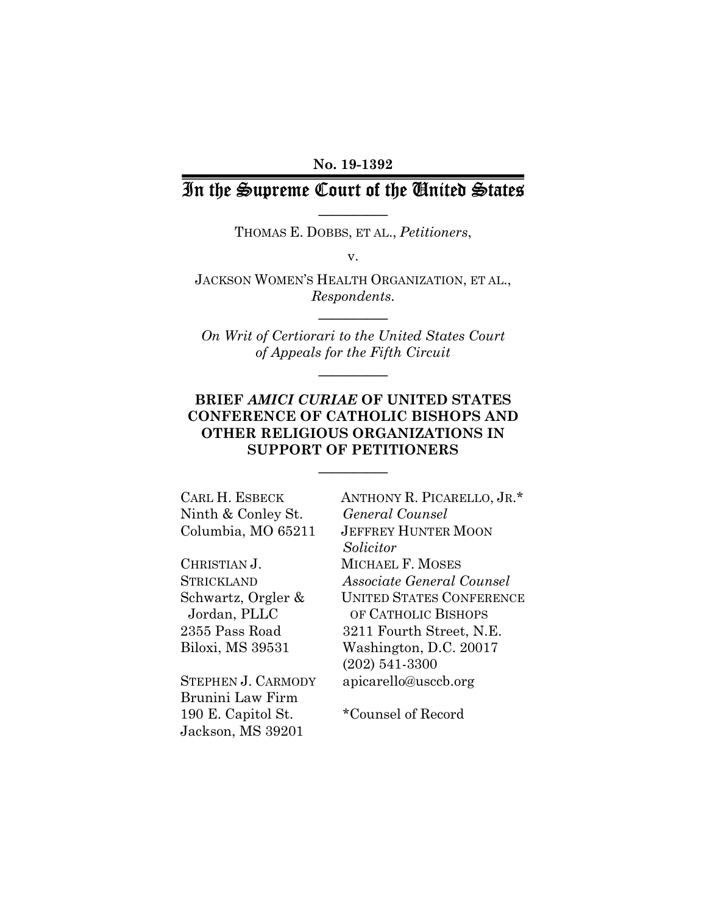No. 19-1392

# In the Supreme Court of the United States

---

THOMAS E. DOBBS, ET AL., *Petitioners*,

v.

JACKSON WOMEN'S HEALTH ORGANIZATION, ET AL., *Respondents.*

---

*On Writ of Certiorari to the United States Court of Appeals for the Fifth Circuit*

---

**BRIEF *AMICI CURIAE* OF UNITED STATES CONFERENCE OF CATHOLIC BISHOPS AND OTHER RELIGIOUS ORGANIZATIONS IN SUPPORT OF PETITIONERS**

---

CARL H. ESBECK
Ninth & Conley St.
Columbia, MO 65211

CHRISTIAN J. STRICKLAND
Schwartz, Orgler & Jordan, PLLC
2355 Pass Road
Biloxi, MS 39531

STEPHEN J. CARMODY
Brunini Law Firm
190 E. Capitol St.
Jackson, MS 39201

ANTHONY R. PICARELLO, JR.*
*General Counsel*
JEFFREY HUNTER MOON
*Solicitor*
MICHAEL F. MOSES
*Associate General Counsel*
UNITED STATES CONFERENCE OF CATHOLIC BISHOPS
3211 Fourth Street, N.E.
Washington, D.C. 20017
(202) 541-3300
apicarello@usccb.org

*Counsel of Record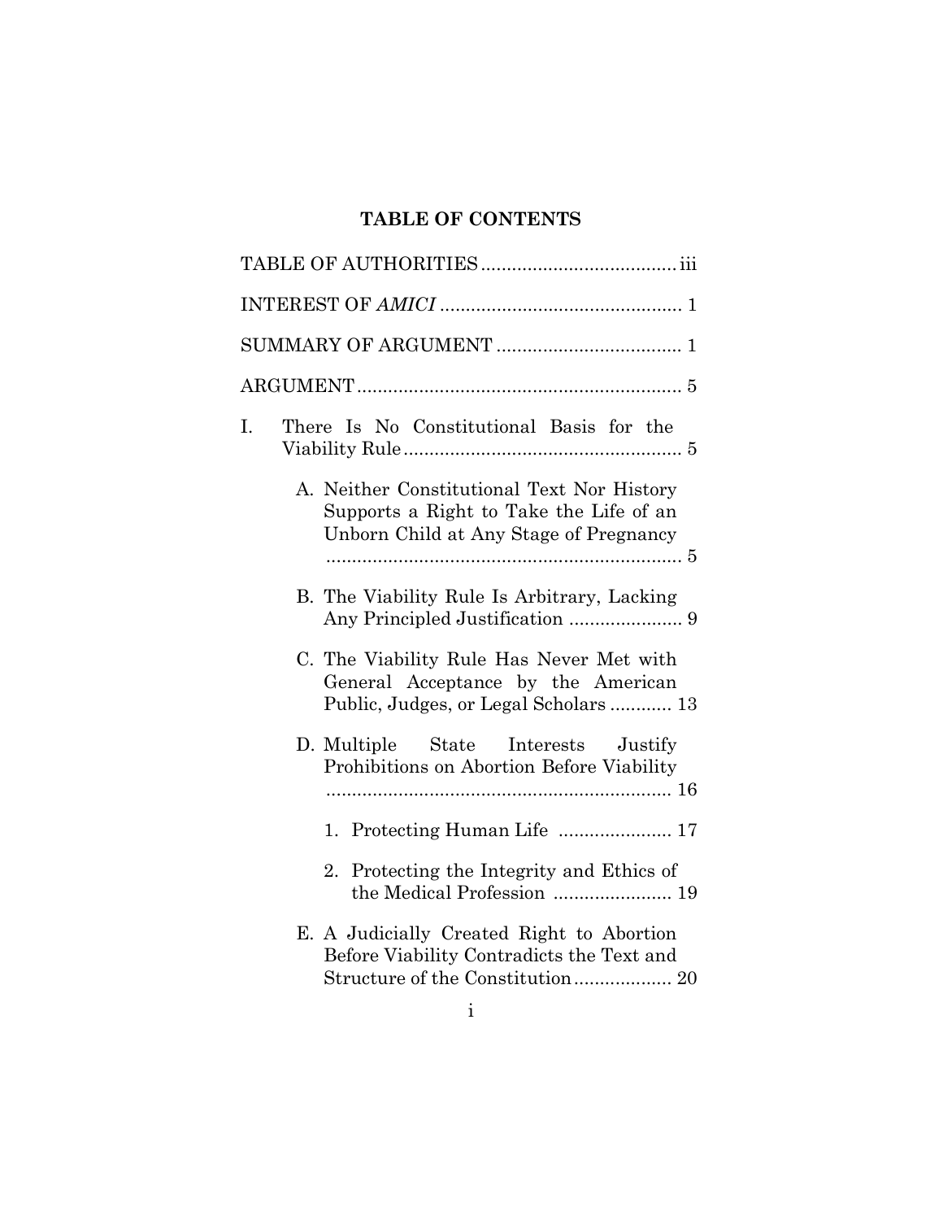## TABLE OF CONTENTS

TABLE OF AUTHORITIES ..................................... iii

INTEREST OF *AMICI* ............................................. 1

SUMMARY OF ARGUMENT ................................... 1

ARGUMENT .............................................................. 5

I. There Is No Constitutional Basis for the Viability Rule ..................................................... 5

   A. Neither Constitutional Text Nor History Supports a Right to Take the Life of an Unborn Child at Any Stage of Pregnancy ..................................................................... 5

   B. The Viability Rule Is Arbitrary, Lacking Any Principled Justification ...................... 9

   C. The Viability Rule Has Never Met with General Acceptance by the American Public, Judges, or Legal Scholars ............ 13

   D. Multiple State Interests Justify Prohibitions on Abortion Before Viability .................................................................. 16

      1. Protecting Human Life ...................... 17

      2. Protecting the Integrity and Ethics of the Medical Profession ....................... 19

   E. A Judicially Created Right to Abortion Before Viability Contradicts the Text and Structure of the Constitution ................... 20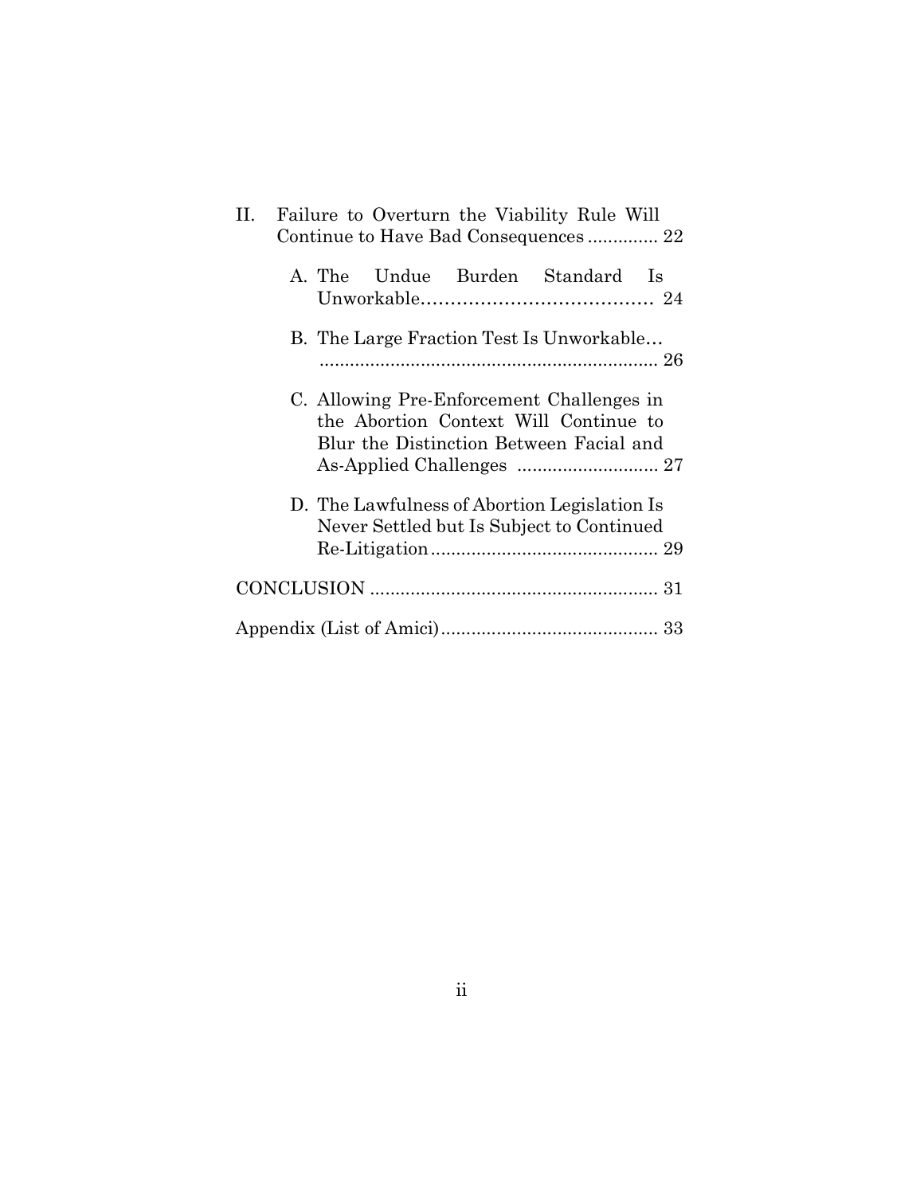II. Failure to Overturn the Viability Rule Will Continue to Have Bad Consequences ............. 22

- A. The Undue Burden Standard Is Unworkable...................................... 24
- B. The Large Fraction Test Is Unworkable... .................................................................. 26
- C. Allowing Pre-Enforcement Challenges in the Abortion Context Will Continue to Blur the Distinction Between Facial and As-Applied Challenges ............................ 27
- D. The Lawfulness of Abortion Legislation Is Never Settled but Is Subject to Continued Re-Litigation............................................ 29

CONCLUSION ........................................................ 31

Appendix (List of Amici).......................................... 33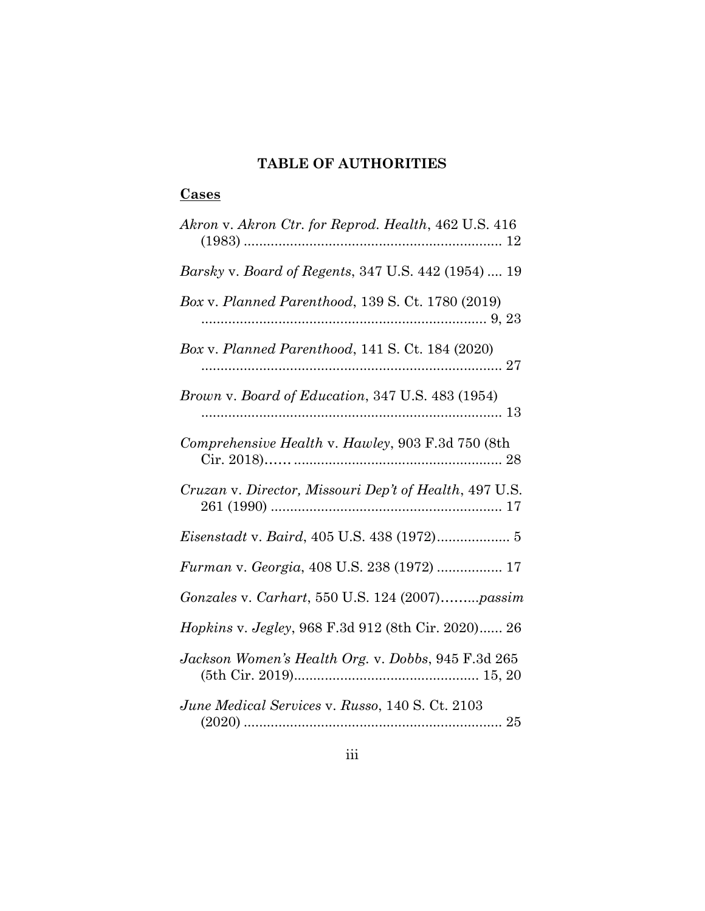## TABLE OF AUTHORITIES

### Cases

*Akron* v. *Akron Ctr. for Reprod. Health*, 462 U.S. 416 (1983) .................................................................. 12

*Barsky* v. *Board of Regents*, 347 U.S. 442 (1954) .... 19

*Box* v. *Planned Parenthood*, 139 S. Ct. 1780 (2019) .......................................................................... 9, 23

*Box* v. *Planned Parenthood*, 141 S. Ct. 184 (2020) ............................................................................. 27

*Brown* v. *Board of Education*, 347 U.S. 483 (1954) .............................................................................. 13

*Comprehensive Health* v. *Hawley*, 903 F.3d 750 (8th Cir. 2018)…… ..................................................... 28

*Cruzan* v. *Director, Missouri Dep't of Health*, 497 U.S. 261 (1990) ........................................................... 17

*Eisenstadt* v. *Baird*, 405 U.S. 438 (1972)................... 5

*Furman* v. *Georgia*, 408 U.S. 238 (1972) ................. 17

*Gonzales* v. *Carhart*, 550 U.S. 124 (2007)………*passim*

*Hopkins* v. *Jegley*, 968 F.3d 912 (8th Cir. 2020)...... 26

*Jackson Women's Health Org.* v. *Dobbs*, 945 F.3d 265 (5th Cir. 2019)................................................ 15, 20

*June Medical Services* v. *Russo*, 140 S. Ct. 2103 (2020) .................................................................. 25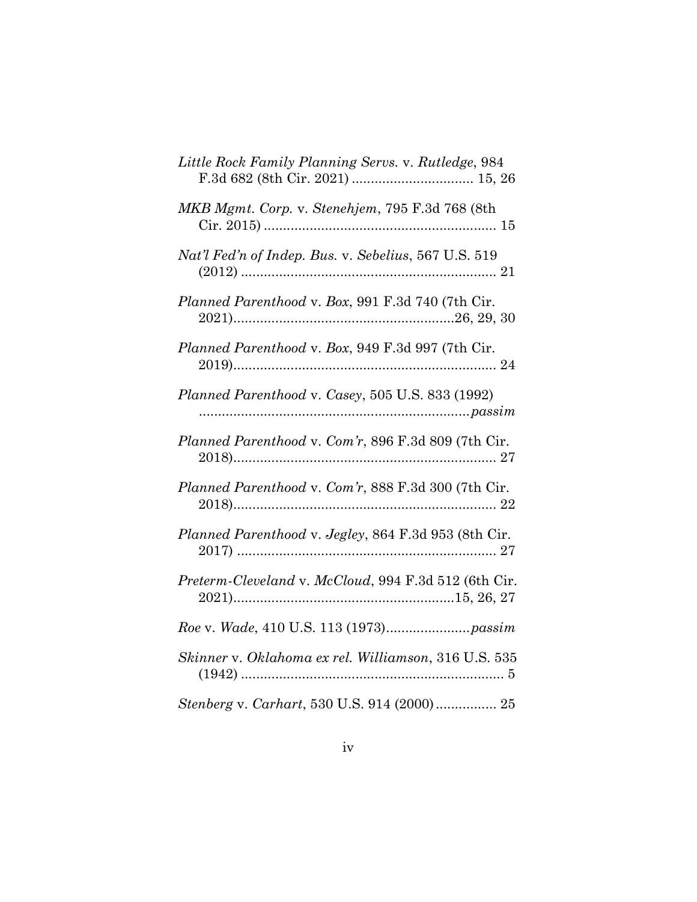*Little Rock Family Planning Servs.* v. *Rutledge*, 984 F.3d 682 (8th Cir. 2021) ................................ 15, 26

*MKB Mgmt. Corp.* v. *Stenehjem*, 795 F.3d 768 (8th Cir. 2015) ............................................................ 15

*Nat'l Fed'n of Indep. Bus.* v. *Sebelius*, 567 U.S. 519 (2012) ................................................................... 21

*Planned Parenthood* v. *Box*, 991 F.3d 740 (7th Cir. 2021).........................................................26, 29, 30

*Planned Parenthood* v. *Box*, 949 F.3d 997 (7th Cir. 2019)..................................................................... 24

*Planned Parenthood* v. *Casey*, 505 U.S. 833 (1992) ......................................................................*passim*

*Planned Parenthood* v. *Com'r*, 896 F.3d 809 (7th Cir. 2018)..................................................................... 27

*Planned Parenthood* v. *Com'r*, 888 F.3d 300 (7th Cir. 2018)..................................................................... 22

*Planned Parenthood* v. *Jegley*, 864 F.3d 953 (8th Cir. 2017) .................................................................... 27

*Preterm-Cleveland* v. *McCloud*, 994 F.3d 512 (6th Cir. 2021).........................................................15, 26, 27

*Roe* v. *Wade*, 410 U.S. 113 (1973)......................*passim*

*Skinner* v. *Oklahoma ex rel. Williamson*, 316 U.S. 535 (1942) ..................................................................... 5

*Stenberg* v. *Carhart*, 530 U.S. 914 (2000)................ 25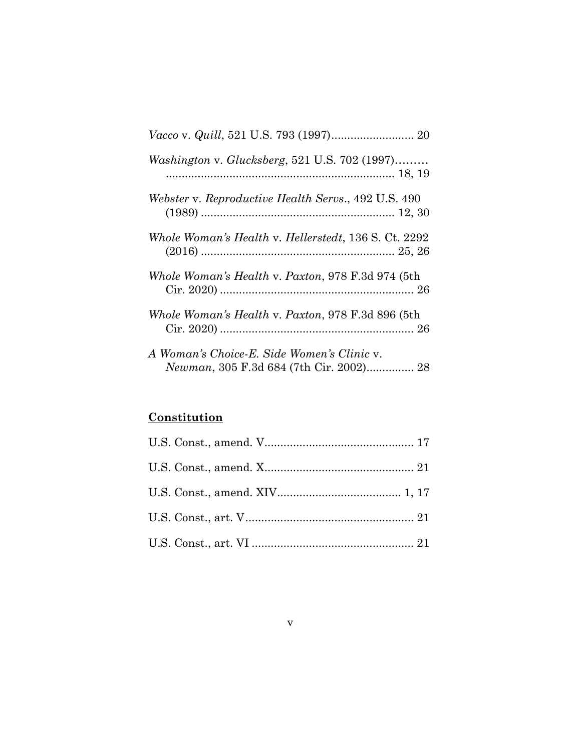*Vacco* v. *Quill*, 521 U.S. 793 (1997).......................... 20

*Washington* v. *Glucksberg*, 521 U.S. 702 (1997)......... ........................................................................ 18, 19

*Webster* v. *Reproductive Health Servs*., 492 U.S. 490 (1989) ............................................................ 12, 30

*Whole Woman's Health* v. *Hellerstedt*, 136 S. Ct. 2292 (2016) ............................................................ 25, 26

*Whole Woman's Health* v. *Paxton*, 978 F.3d 974 (5th Cir. 2020) ............................................................ 26

*Whole Woman's Health* v. *Paxton*, 978 F.3d 896 (5th Cir. 2020) ............................................................ 26

*A Woman's Choice-E. Side Women's Clinic* v. *Newman*, 305 F.3d 684 (7th Cir. 2002)............... 28

**Constitution**

U.S. Const., amend. V.............................................. 17

U.S. Const., amend. X.............................................. 21

U.S. Const., amend. XIV...................................... 1, 17

U.S. Const., art. V.................................................... 21

U.S. Const., art. VI .................................................. 21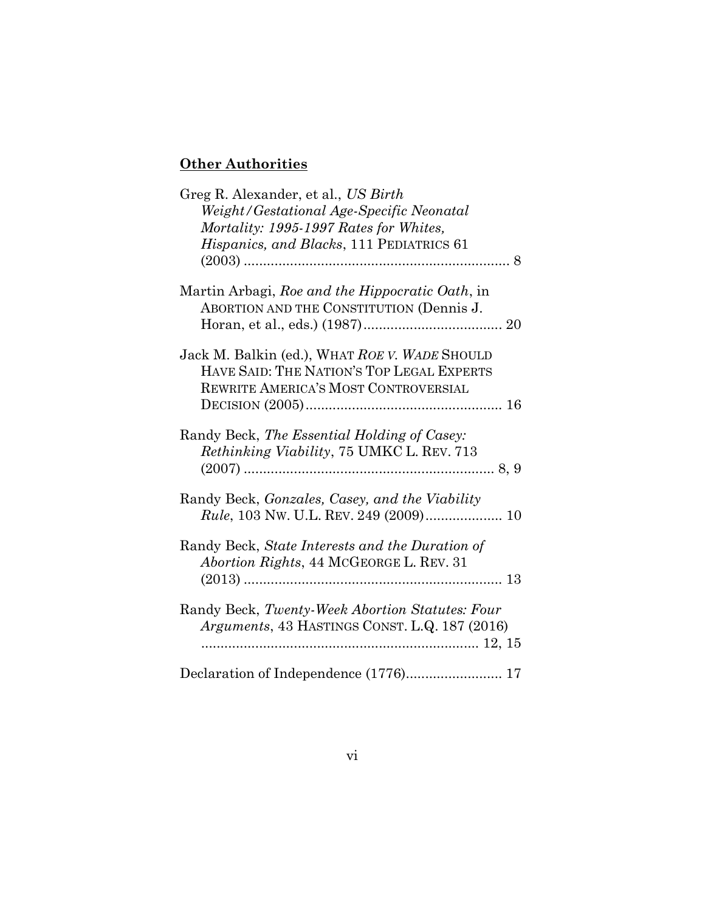**Other Authorities**

Greg R. Alexander, et al., *US Birth Weight/Gestational Age-Specific Neonatal Mortality: 1995-1997 Rates for Whites, Hispanics, and Blacks*, 111 PEDIATRICS 61 (2003) .................................................................... 8

Martin Arbagi, *Roe and the Hippocratic Oath*, in ABORTION AND THE CONSTITUTION (Dennis J. Horan, et al., eds.) (1987)................................... 20

Jack M. Balkin (ed.), WHAT *ROE V. WADE* SHOULD HAVE SAID: THE NATION'S TOP LEGAL EXPERTS REWRITE AMERICA'S MOST CONTROVERSIAL DECISION (2005).................................................. 16

Randy Beck, *The Essential Holding of Casey: Rethinking Viability*, 75 UMKC L. REV. 713 (2007) ................................................................ 8, 9

Randy Beck, *Gonzales, Casey, and the Viability Rule*, 103 NW. U.L. REV. 249 (2009).................... 10

Randy Beck, *State Interests and the Duration of Abortion Rights*, 44 MCGEORGE L. REV. 31 (2013) .................................................................. 13

Randy Beck, *Twenty-Week Abortion Statutes: Four Arguments*, 43 HASTINGS CONST. L.Q. 187 (2016) ....................................................................... 12, 15

Declaration of Independence (1776)......................... 17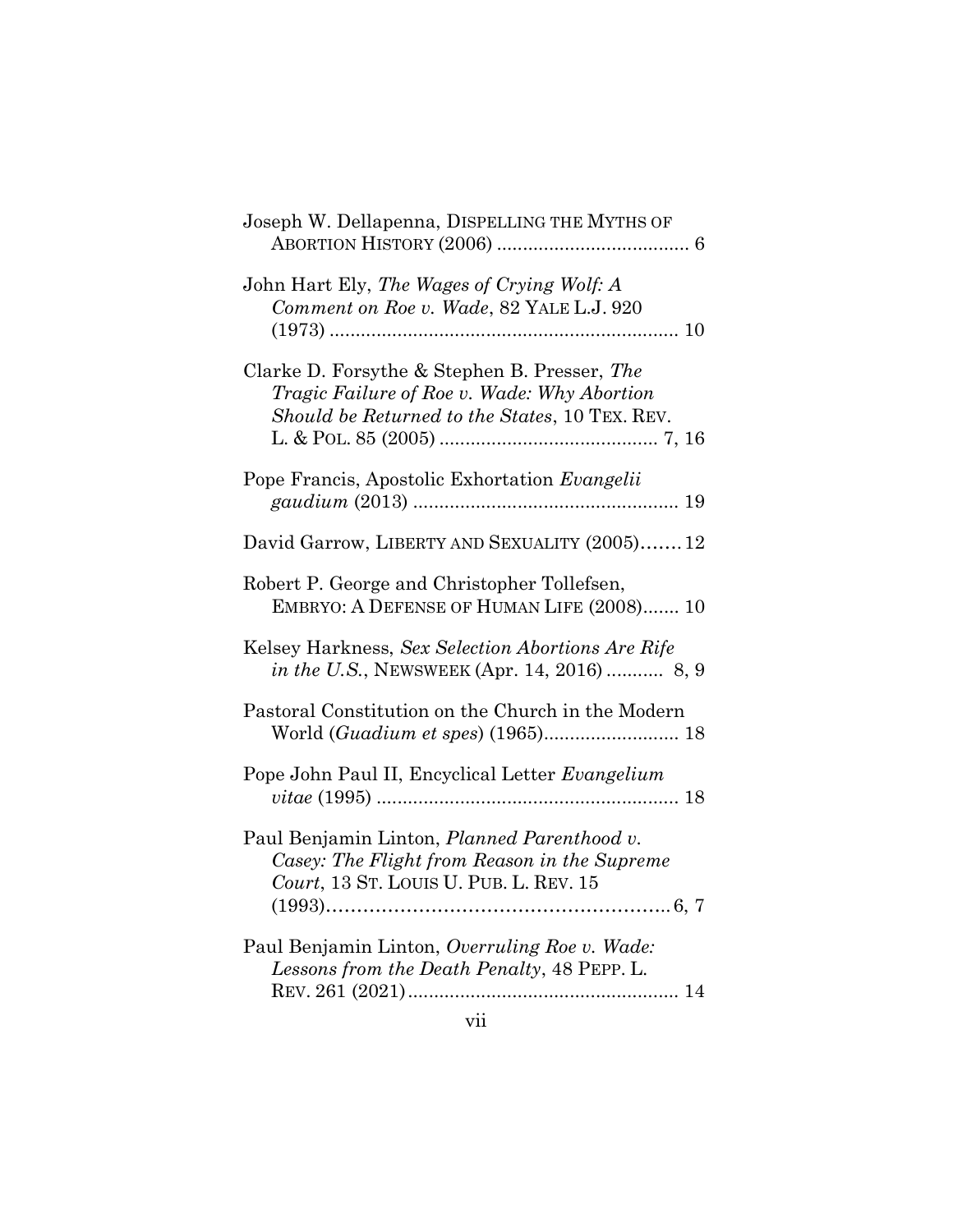Joseph W. Dellapenna, DISPELLING THE MYTHS OF ABORTION HISTORY (2006) .................................... 6

John Hart Ely, *The Wages of Crying Wolf: A Comment on Roe v. Wade*, 82 YALE L.J. 920 (1973) .................................................................. 10

Clarke D. Forsythe & Stephen B. Presser, *The Tragic Failure of Roe v. Wade: Why Abortion Should be Returned to the States*, 10 TEX. REV. L. & POL. 85 (2005) ......................................... 7, 16

Pope Francis, Apostolic Exhortation *Evangelii gaudium* (2013) .................................................. 19

David Garrow, LIBERTY AND SEXUALITY (2005)....... 12

Robert P. George and Christopher Tollefsen, EMBRYO: A DEFENSE OF HUMAN LIFE (2008)....... 10

Kelsey Harkness, *Sex Selection Abortions Are Rife in the U.S.*, NEWSWEEK (Apr. 14, 2016) ........... 8, 9

Pastoral Constitution on the Church in the Modern World (*Guadium et spes*) (1965).......................... 18

Pope John Paul II, Encyclical Letter *Evangelium vitae* (1995) ......................................................... 18

Paul Benjamin Linton, *Planned Parenthood v. Casey: The Flight from Reason in the Supreme Court*, 13 ST. LOUIS U. PUB. L. REV. 15 (1993)…………………………………………………6, 7

Paul Benjamin Linton, *Overruling Roe v. Wade: Lessons from the Death Penalty*, 48 PEPP. L. REV. 261 (2021)................................................... 14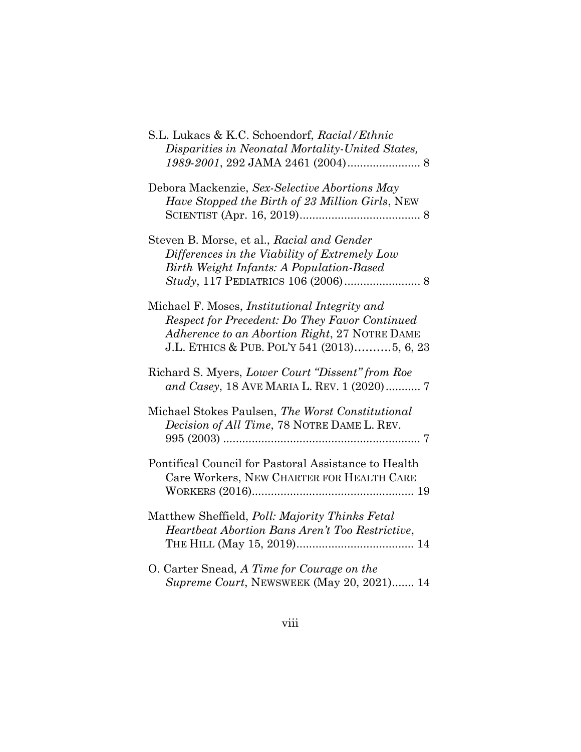S.L. Lukacs & K.C. Schoendorf, *Racial/Ethnic Disparities in Neonatal Mortality-United States, 1989-2001*, 292 JAMA 2461 (2004)....................... 8

Debora Mackenzie, *Sex-Selective Abortions May Have Stopped the Birth of 23 Million Girls*, NEW SCIENTIST (Apr. 16, 2019)...................................... 8

Steven B. Morse, et al., *Racial and Gender Differences in the Viability of Extremely Low Birth Weight Infants: A Population-Based Study*, 117 PEDIATRICS 106 (2006)........................ 8

Michael F. Moses, *Institutional Integrity and Respect for Precedent: Do They Favor Continued Adherence to an Abortion Right*, 27 NOTRE DAME J.L. ETHICS & PUB. POL'Y 541 (2013)..........5, 6, 23

Richard S. Myers, *Lower Court "Dissent" from Roe and Casey*, 18 AVE MARIA L. REV. 1 (2020)........... 7

Michael Stokes Paulsen, *The Worst Constitutional Decision of All Time*, 78 NOTRE DAME L. REV. 995 (2003) .............................................................. 7

Pontifical Council for Pastoral Assistance to Health Care Workers, NEW CHARTER FOR HEALTH CARE WORKERS (2016)................................................... 19

Matthew Sheffield, *Poll: Majority Thinks Fetal Heartbeat Abortion Bans Aren't Too Restrictive*, THE HILL (May 15, 2019)..................................... 14

O. Carter Snead, *A Time for Courage on the Supreme Court*, NEWSWEEK (May 20, 2021)....... 14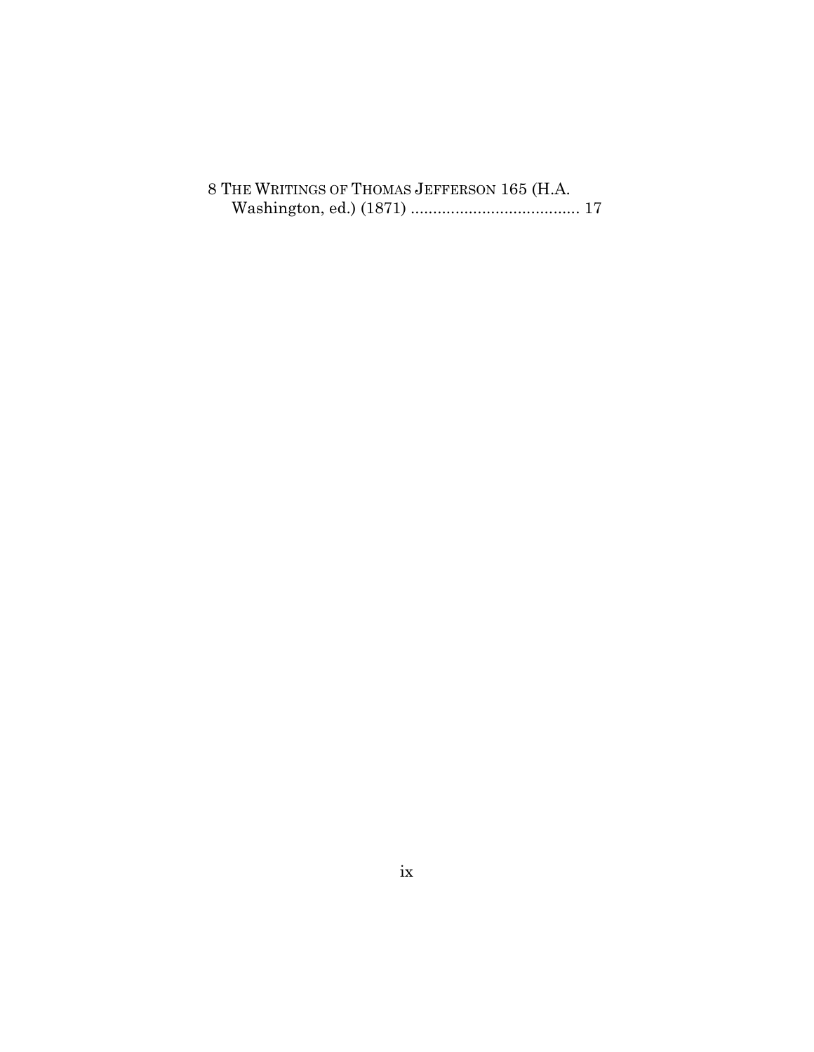8 THE WRITINGS OF THOMAS JEFFERSON 165 (H.A. Washington, ed.) (1871) ...................................... 17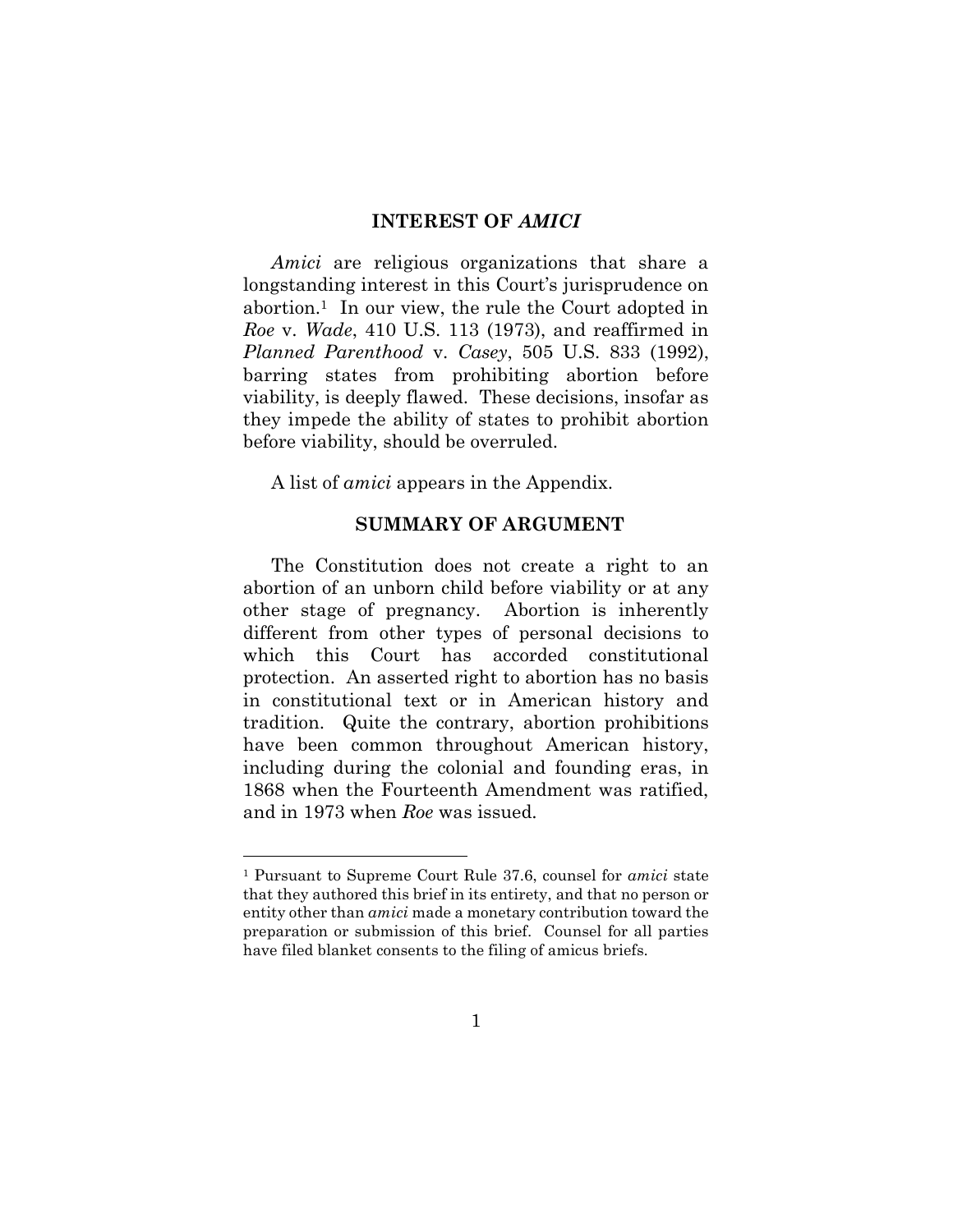## INTEREST OF *AMICI*

*Amici* are religious organizations that share a longstanding interest in this Court's jurisprudence on abortion.[1] In our view, the rule the Court adopted in *Roe* v. *Wade*, 410 U.S. 113 (1973), and reaffirmed in *Planned Parenthood* v. *Casey*, 505 U.S. 833 (1992), barring states from prohibiting abortion before viability, is deeply flawed. These decisions, insofar as they impede the ability of states to prohibit abortion before viability, should be overruled.

A list of *amici* appears in the Appendix.

## SUMMARY OF ARGUMENT

The Constitution does not create a right to an abortion of an unborn child before viability or at any other stage of pregnancy. Abortion is inherently different from other types of personal decisions to which this Court has accorded constitutional protection. An asserted right to abortion has no basis in constitutional text or in American history and tradition. Quite the contrary, abortion prohibitions have been common throughout American history, including during the colonial and founding eras, in 1868 when the Fourteenth Amendment was ratified, and in 1973 when *Roe* was issued.

---

[1] Pursuant to Supreme Court Rule 37.6, counsel for *amici* state that they authored this brief in its entirety, and that no person or entity other than *amici* made a monetary contribution toward the preparation or submission of this brief. Counsel for all parties have filed blanket consents to the filing of amicus briefs.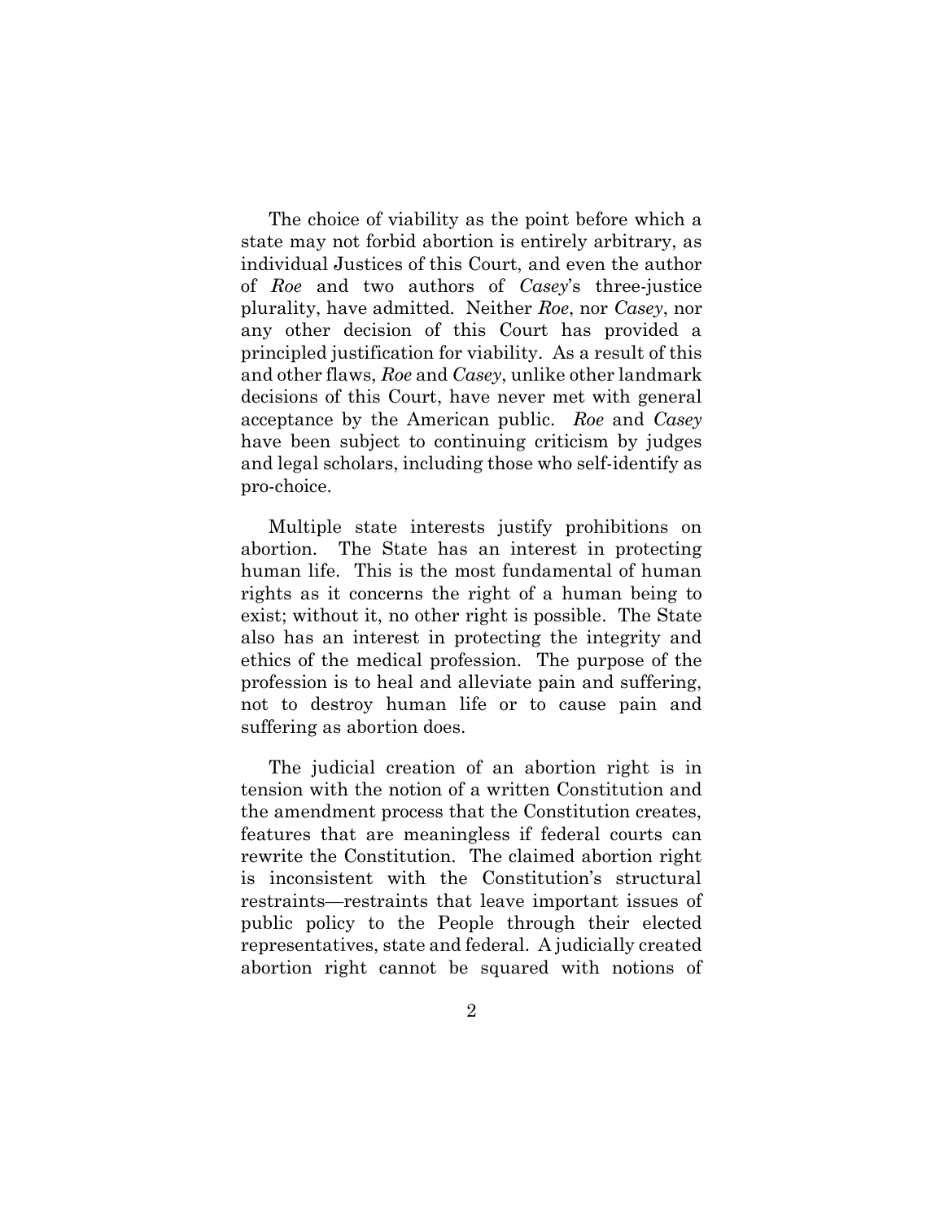The choice of viability as the point before which a state may not forbid abortion is entirely arbitrary, as individual Justices of this Court, and even the author of *Roe* and two authors of *Casey*'s three-justice plurality, have admitted. Neither *Roe*, nor *Casey*, nor any other decision of this Court has provided a principled justification for viability. As a result of this and other flaws, *Roe* and *Casey*, unlike other landmark decisions of this Court, have never met with general acceptance by the American public. *Roe* and *Casey* have been subject to continuing criticism by judges and legal scholars, including those who self-identify as pro-choice.

Multiple state interests justify prohibitions on abortion. The State has an interest in protecting human life. This is the most fundamental of human rights as it concerns the right of a human being to exist; without it, no other right is possible. The State also has an interest in protecting the integrity and ethics of the medical profession. The purpose of the profession is to heal and alleviate pain and suffering, not to destroy human life or to cause pain and suffering as abortion does.

The judicial creation of an abortion right is in tension with the notion of a written Constitution and the amendment process that the Constitution creates, features that are meaningless if federal courts can rewrite the Constitution. The claimed abortion right is inconsistent with the Constitution's structural restraints—restraints that leave important issues of public policy to the People through their elected representatives, state and federal. A judicially created abortion right cannot be squared with notions of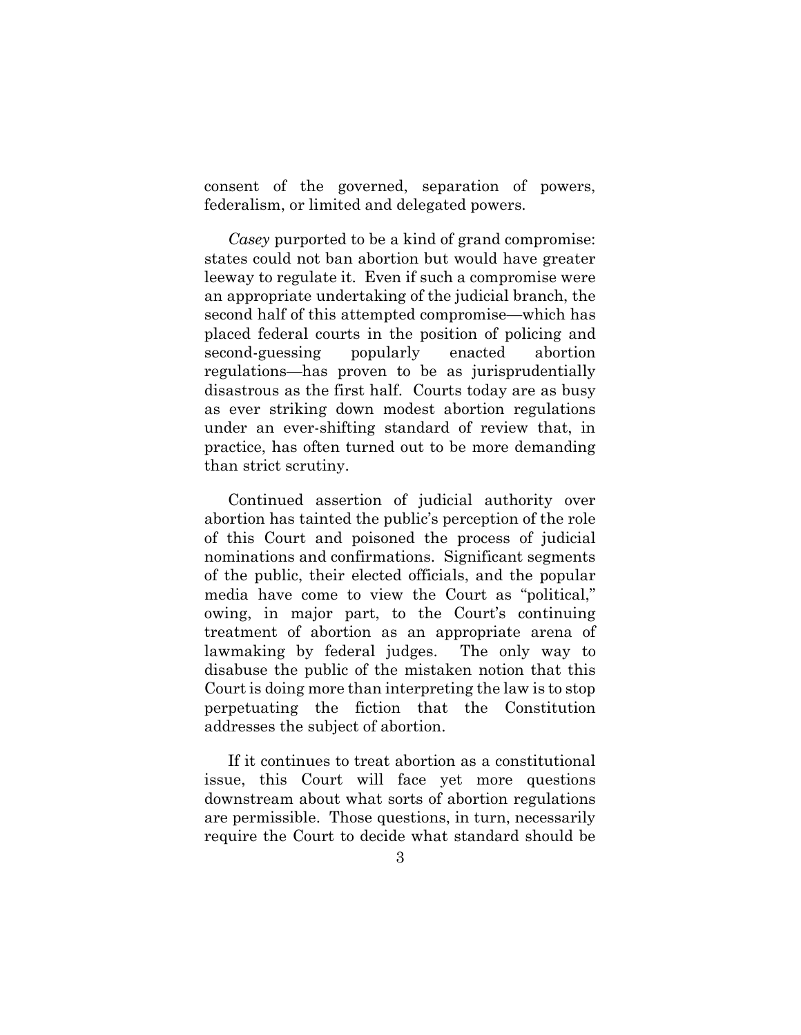consent of the governed, separation of powers, federalism, or limited and delegated powers.

*Casey* purported to be a kind of grand compromise: states could not ban abortion but would have greater leeway to regulate it. Even if such a compromise were an appropriate undertaking of the judicial branch, the second half of this attempted compromise—which has placed federal courts in the position of policing and second-guessing popularly enacted abortion regulations—has proven to be as jurisprudentially disastrous as the first half. Courts today are as busy as ever striking down modest abortion regulations under an ever-shifting standard of review that, in practice, has often turned out to be more demanding than strict scrutiny.

Continued assertion of judicial authority over abortion has tainted the public's perception of the role of this Court and poisoned the process of judicial nominations and confirmations. Significant segments of the public, their elected officials, and the popular media have come to view the Court as "political," owing, in major part, to the Court's continuing treatment of abortion as an appropriate arena of lawmaking by federal judges. The only way to disabuse the public of the mistaken notion that this Court is doing more than interpreting the law is to stop perpetuating the fiction that the Constitution addresses the subject of abortion.

If it continues to treat abortion as a constitutional issue, this Court will face yet more questions downstream about what sorts of abortion regulations are permissible. Those questions, in turn, necessarily require the Court to decide what standard should be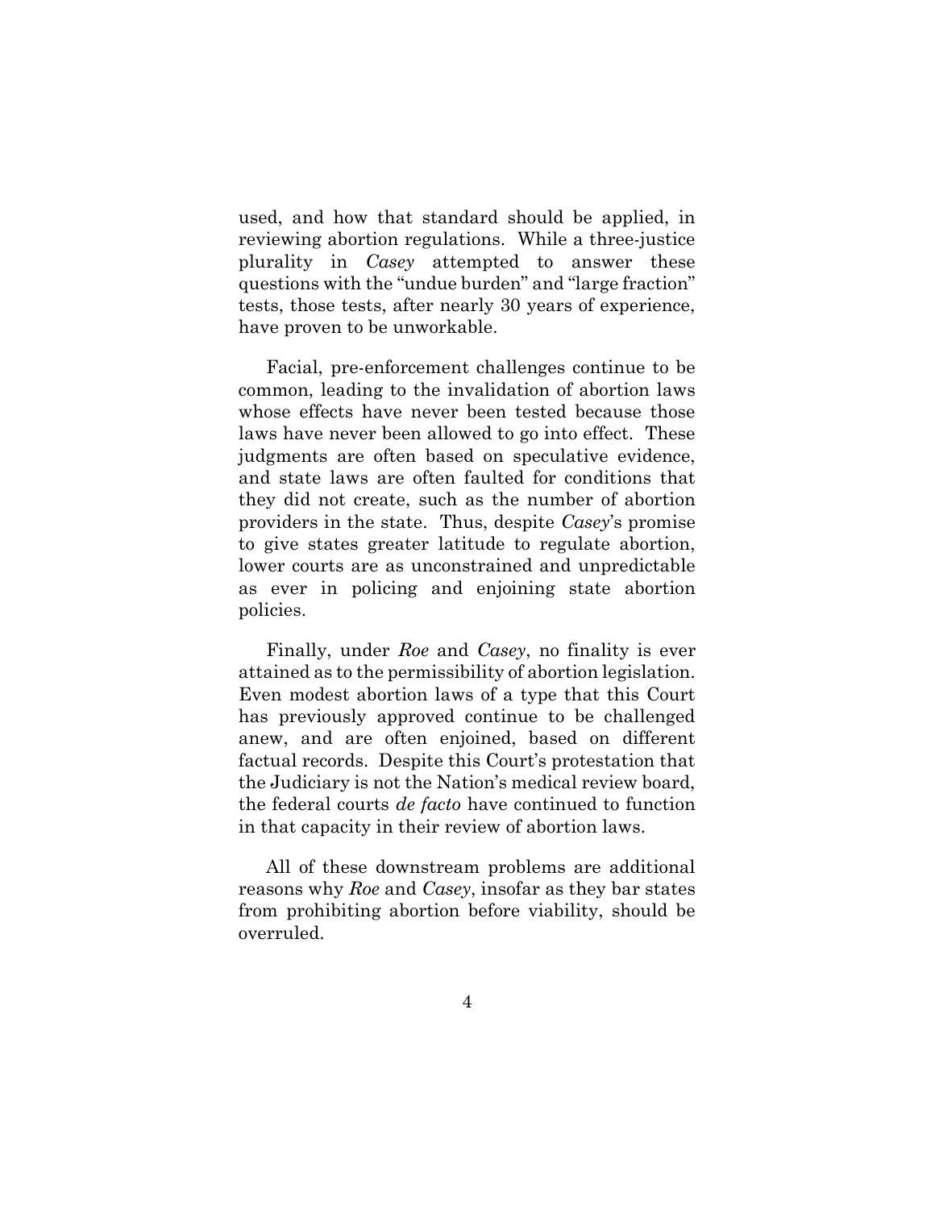used, and how that standard should be applied, in reviewing abortion regulations. While a three-justice plurality in *Casey* attempted to answer these questions with the "undue burden" and "large fraction" tests, those tests, after nearly 30 years of experience, have proven to be unworkable.

Facial, pre-enforcement challenges continue to be common, leading to the invalidation of abortion laws whose effects have never been tested because those laws have never been allowed to go into effect. These judgments are often based on speculative evidence, and state laws are often faulted for conditions that they did not create, such as the number of abortion providers in the state. Thus, despite *Casey*'s promise to give states greater latitude to regulate abortion, lower courts are as unconstrained and unpredictable as ever in policing and enjoining state abortion policies.

Finally, under *Roe* and *Casey*, no finality is ever attained as to the permissibility of abortion legislation. Even modest abortion laws of a type that this Court has previously approved continue to be challenged anew, and are often enjoined, based on different factual records. Despite this Court's protestation that the Judiciary is not the Nation's medical review board, the federal courts *de facto* have continued to function in that capacity in their review of abortion laws.

All of these downstream problems are additional reasons why *Roe* and *Casey*, insofar as they bar states from prohibiting abortion before viability, should be overruled.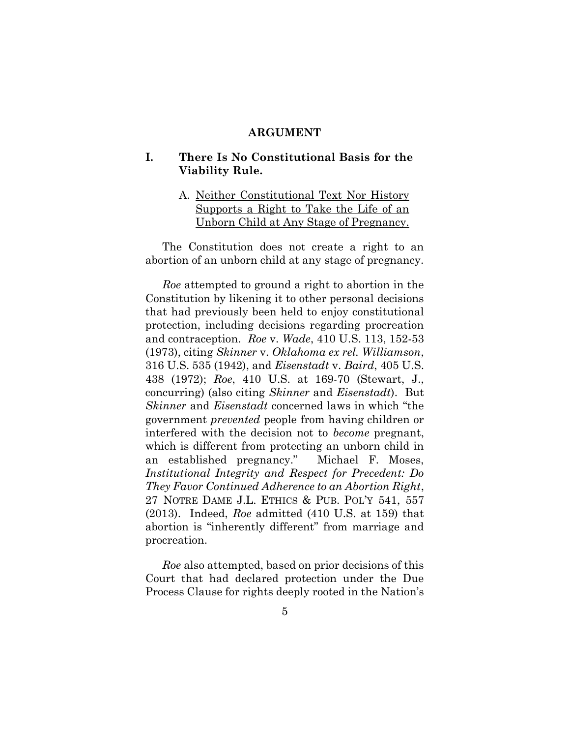## ARGUMENT

### I. There Is No Constitutional Basis for the Viability Rule.

#### A. Neither Constitutional Text Nor History Supports a Right to Take the Life of an Unborn Child at Any Stage of Pregnancy.

The Constitution does not create a right to an abortion of an unborn child at any stage of pregnancy.

*Roe* attempted to ground a right to abortion in the Constitution by likening it to other personal decisions that had previously been held to enjoy constitutional protection, including decisions regarding procreation and contraception. *Roe* v. *Wade*, 410 U.S. 113, 152-53 (1973), citing *Skinner* v. *Oklahoma ex rel. Williamson*, 316 U.S. 535 (1942), and *Eisenstadt* v. *Baird*, 405 U.S. 438 (1972); *Roe*, 410 U.S. at 169-70 (Stewart, J., concurring) (also citing *Skinner* and *Eisenstadt*). But *Skinner* and *Eisenstadt* concerned laws in which "the government *prevented* people from having children or interfered with the decision not to *become* pregnant, which is different from protecting an unborn child in an established pregnancy." Michael F. Moses, *Institutional Integrity and Respect for Precedent: Do They Favor Continued Adherence to an Abortion Right*, 27 NOTRE DAME J.L. ETHICS & PUB. POL'Y 541, 557 (2013). Indeed, *Roe* admitted (410 U.S. at 159) that abortion is "inherently different" from marriage and procreation.

*Roe* also attempted, based on prior decisions of this Court that had declared protection under the Due Process Clause for rights deeply rooted in the Nation's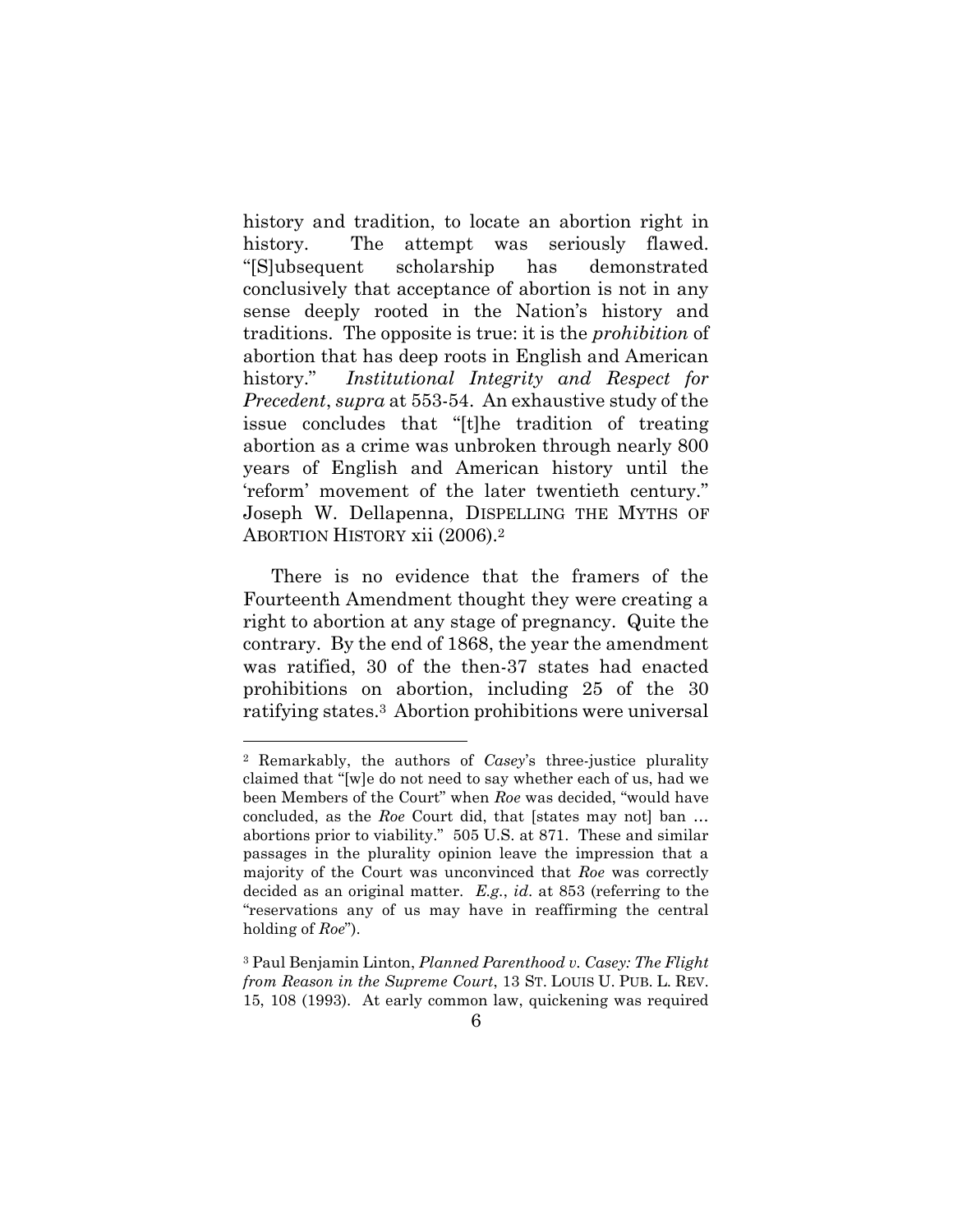history and tradition, to locate an abortion right in history. The attempt was seriously flawed. "[S]ubsequent scholarship has demonstrated conclusively that acceptance of abortion is not in any sense deeply rooted in the Nation's history and traditions. The opposite is true: it is the *prohibition* of abortion that has deep roots in English and American history." *Institutional Integrity and Respect for Precedent*, *supra* at 553-54. An exhaustive study of the issue concludes that "[t]he tradition of treating abortion as a crime was unbroken through nearly 800 years of English and American history until the 'reform' movement of the later twentieth century." Joseph W. Dellapenna, DISPELLING THE MYTHS OF ABORTION HISTORY xii (2006).[2]

There is no evidence that the framers of the Fourteenth Amendment thought they were creating a right to abortion at any stage of pregnancy. Quite the contrary. By the end of 1868, the year the amendment was ratified, 30 of the then-37 states had enacted prohibitions on abortion, including 25 of the 30 ratifying states.[3] Abortion prohibitions were universal

---

[2] Remarkably, the authors of *Casey*'s three-justice plurality claimed that "[w]e do not need to say whether each of us, had we been Members of the Court" when *Roe* was decided, "would have concluded, as the *Roe* Court did, that [states may not] ban … abortions prior to viability." 505 U.S. at 871. These and similar passages in the plurality opinion leave the impression that a majority of the Court was unconvinced that *Roe* was correctly decided as an original matter. *E.g.*, *id*. at 853 (referring to the "reservations any of us may have in reaffirming the central holding of *Roe*").

[3] Paul Benjamin Linton, *Planned Parenthood v. Casey: The Flight from Reason in the Supreme Court*, 13 ST. LOUIS U. PUB. L. REV. 15, 108 (1993). At early common law, quickening was required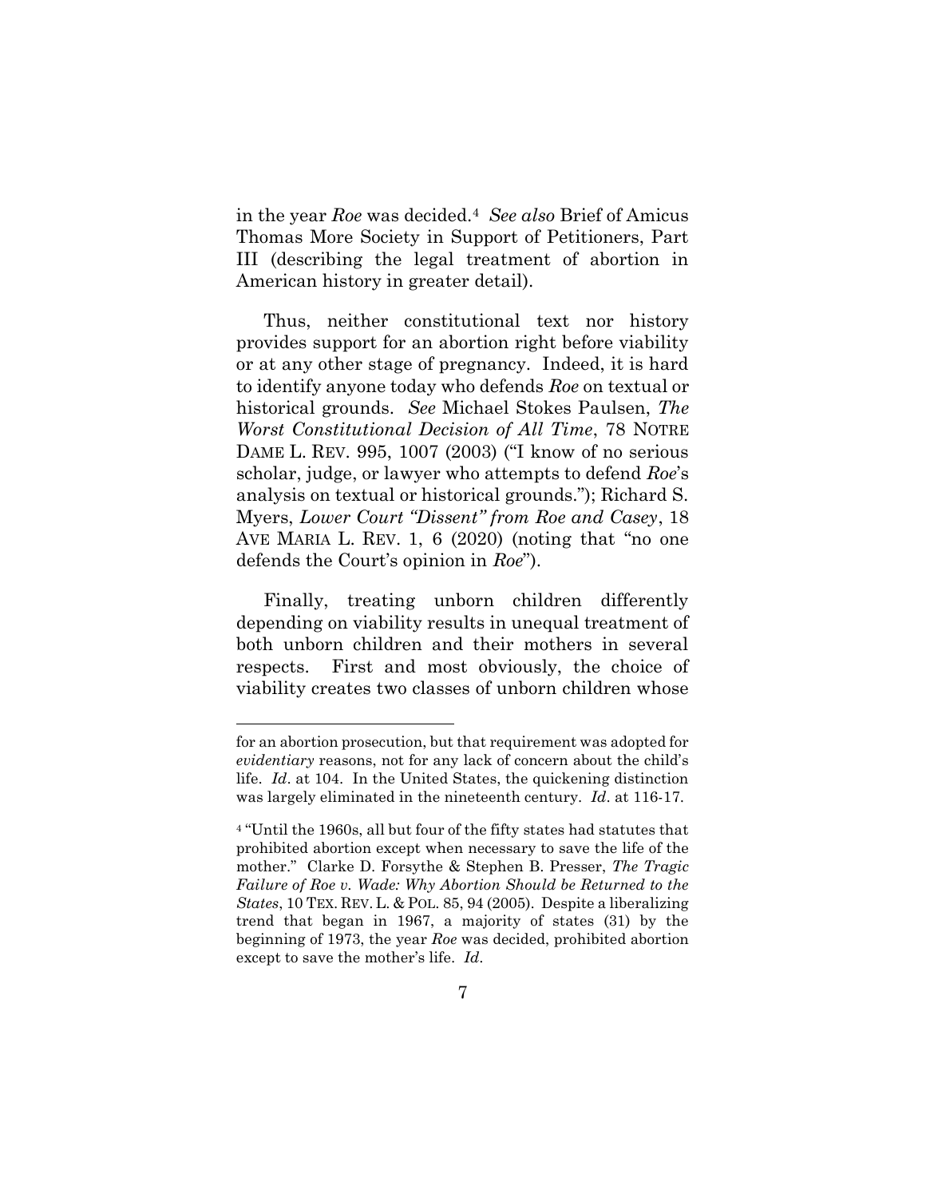in the year *Roe* was decided.[4] *See also* Brief of Amicus Thomas More Society in Support of Petitioners, Part III (describing the legal treatment of abortion in American history in greater detail).

Thus, neither constitutional text nor history provides support for an abortion right before viability or at any other stage of pregnancy. Indeed, it is hard to identify anyone today who defends *Roe* on textual or historical grounds. *See* Michael Stokes Paulsen, *The Worst Constitutional Decision of All Time*, 78 NOTRE DAME L. REV. 995, 1007 (2003) ("I know of no serious scholar, judge, or lawyer who attempts to defend *Roe*'s analysis on textual or historical grounds."); Richard S. Myers, *Lower Court "Dissent" from Roe and Casey*, 18 AVE MARIA L. REV. 1, 6 (2020) (noting that "no one defends the Court's opinion in *Roe*").

Finally, treating unborn children differently depending on viability results in unequal treatment of both unborn children and their mothers in several respects. First and most obviously, the choice of viability creates two classes of unborn children whose

---

for an abortion prosecution, but that requirement was adopted for *evidentiary* reasons, not for any lack of concern about the child's life. *Id*. at 104. In the United States, the quickening distinction was largely eliminated in the nineteenth century. *Id*. at 116-17.

[4] "Until the 1960s, all but four of the fifty states had statutes that prohibited abortion except when necessary to save the life of the mother." Clarke D. Forsythe & Stephen B. Presser, *The Tragic Failure of Roe v. Wade: Why Abortion Should be Returned to the States*, 10 TEX. REV. L. & POL. 85, 94 (2005). Despite a liberalizing trend that began in 1967, a majority of states (31) by the beginning of 1973, the year *Roe* was decided, prohibited abortion except to save the mother's life. *Id*.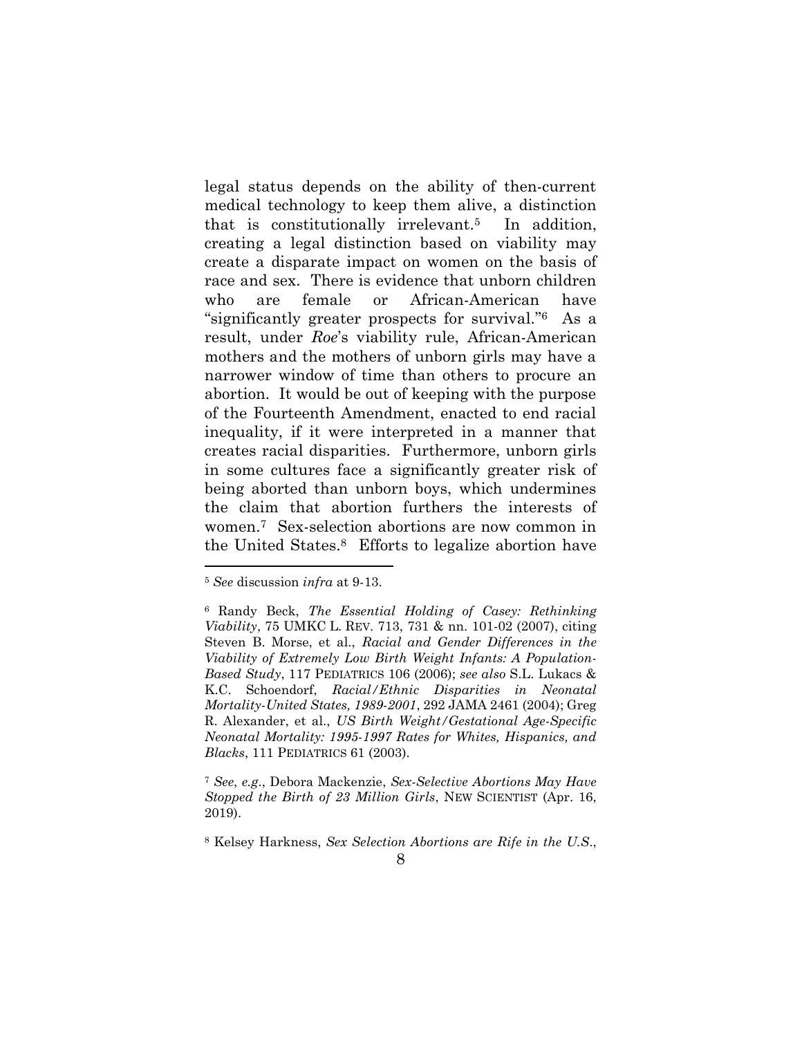legal status depends on the ability of then-current medical technology to keep them alive, a distinction that is constitutionally irrelevant.[5] In addition, creating a legal distinction based on viability may create a disparate impact on women on the basis of race and sex. There is evidence that unborn children who are female or African-American have "significantly greater prospects for survival."[6] As a result, under *Roe*'s viability rule, African-American mothers and the mothers of unborn girls may have a narrower window of time than others to procure an abortion. It would be out of keeping with the purpose of the Fourteenth Amendment, enacted to end racial inequality, if it were interpreted in a manner that creates racial disparities. Furthermore, unborn girls in some cultures face a significantly greater risk of being aborted than unborn boys, which undermines the claim that abortion furthers the interests of women.[7] Sex-selection abortions are now common in the United States.[8] Efforts to legalize abortion have

---

[5] *See* discussion *infra* at 9-13.

[6] Randy Beck, *The Essential Holding of Casey: Rethinking Viability*, 75 UMKC L. REV. 713, 731 & nn. 101-02 (2007), citing Steven B. Morse, et al., *Racial and Gender Differences in the Viability of Extremely Low Birth Weight Infants: A Population-Based Study*, 117 PEDIATRICS 106 (2006); *see also* S.L. Lukacs & K.C. Schoendorf, *Racial/Ethnic Disparities in Neonatal Mortality-United States, 1989-2001*, 292 JAMA 2461 (2004); Greg R. Alexander, et al., *US Birth Weight/Gestational Age-Specific Neonatal Mortality: 1995-1997 Rates for Whites, Hispanics, and Blacks*, 111 PEDIATRICS 61 (2003).

[7] *See*, *e.g*., Debora Mackenzie, *Sex-Selective Abortions May Have Stopped the Birth of 23 Million Girls*, NEW SCIENTIST (Apr. 16, 2019).

[8] Kelsey Harkness, *Sex Selection Abortions are Rife in the U.S.*,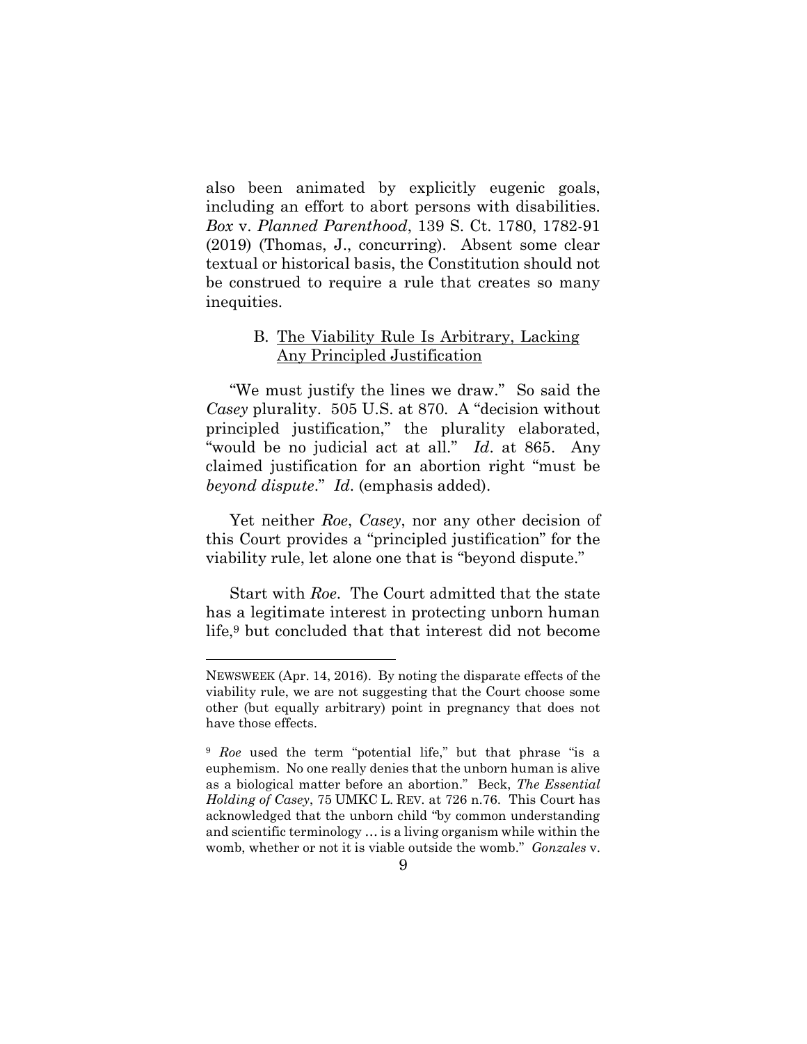also been animated by explicitly eugenic goals, including an effort to abort persons with disabilities. *Box* v. *Planned Parenthood*, 139 S. Ct. 1780, 1782-91 (2019) (Thomas, J., concurring). Absent some clear textual or historical basis, the Constitution should not be construed to require a rule that creates so many inequities.

### B. The Viability Rule Is Arbitrary, Lacking Any Principled Justification

"We must justify the lines we draw." So said the *Casey* plurality. 505 U.S. at 870. A "decision without principled justification," the plurality elaborated, "would be no judicial act at all." *Id*. at 865. Any claimed justification for an abortion right "must be *beyond dispute*." *Id*. (emphasis added).

Yet neither *Roe*, *Casey*, nor any other decision of this Court provides a "principled justification" for the viability rule, let alone one that is "beyond dispute."

Start with *Roe*. The Court admitted that the state has a legitimate interest in protecting unborn human life,[9] but concluded that that interest did not become

---

NEWSWEEK (Apr. 14, 2016). By noting the disparate effects of the viability rule, we are not suggesting that the Court choose some other (but equally arbitrary) point in pregnancy that does not have those effects.

[9] *Roe* used the term "potential life," but that phrase "is a euphemism. No one really denies that the unborn human is alive as a biological matter before an abortion." Beck, *The Essential Holding of Casey*, 75 UMKC L. REV. at 726 n.76. This Court has acknowledged that the unborn child "by common understanding and scientific terminology … is a living organism while within the womb, whether or not it is viable outside the womb." *Gonzales* v.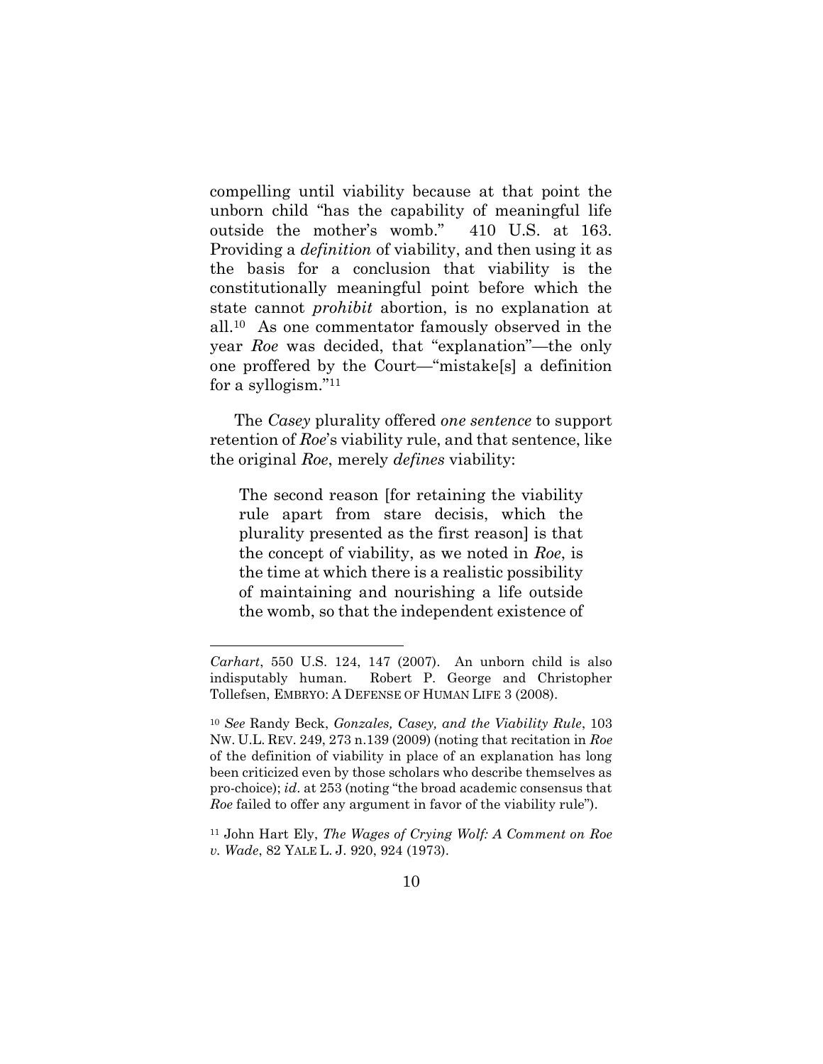compelling until viability because at that point the unborn child "has the capability of meaningful life outside the mother's womb." 410 U.S. at 163. Providing a *definition* of viability, and then using it as the basis for a conclusion that viability is the constitutionally meaningful point before which the state cannot *prohibit* abortion, is no explanation at all.[10] As one commentator famously observed in the year *Roe* was decided, that "explanation"—the only one proffered by the Court—"mistake[s] a definition for a syllogism."[11]

The *Casey* plurality offered *one sentence* to support retention of *Roe*'s viability rule, and that sentence, like the original *Roe*, merely *defines* viability:

> The second reason [for retaining the viability rule apart from stare decisis, which the plurality presented as the first reason] is that the concept of viability, as we noted in *Roe*, is the time at which there is a realistic possibility of maintaining and nourishing a life outside the womb, so that the independent existence of

---

*Carhart*, 550 U.S. 124, 147 (2007). An unborn child is also indisputably human. Robert P. George and Christopher Tollefsen, EMBRYO: A DEFENSE OF HUMAN LIFE 3 (2008).

[10] *See* Randy Beck, *Gonzales, Casey, and the Viability Rule*, 103 NW. U.L. REV. 249, 273 n.139 (2009) (noting that recitation in *Roe* of the definition of viability in place of an explanation has long been criticized even by those scholars who describe themselves as pro-choice); *id*. at 253 (noting "the broad academic consensus that *Roe* failed to offer any argument in favor of the viability rule").

[11] John Hart Ely, *The Wages of Crying Wolf: A Comment on Roe v. Wade*, 82 YALE L. J. 920, 924 (1973).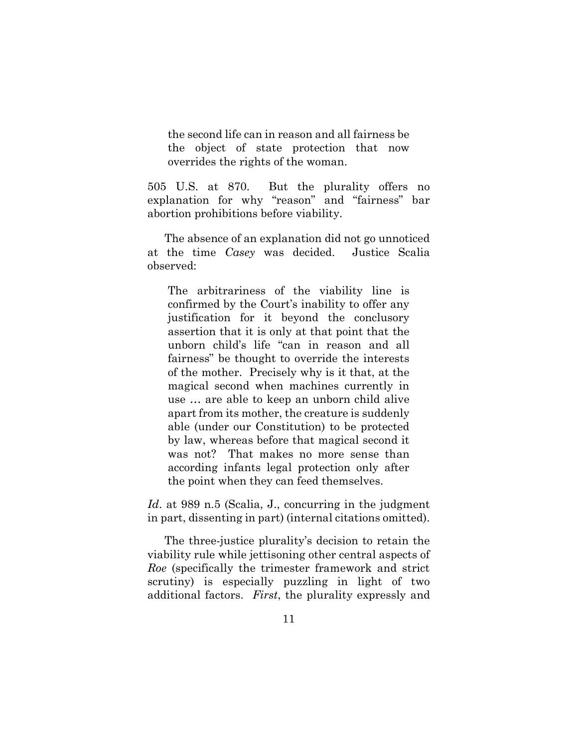> the second life can in reason and all fairness be the object of state protection that now overrides the rights of the woman.

505 U.S. at 870. But the plurality offers no explanation for why "reason" and "fairness" bar abortion prohibitions before viability.

The absence of an explanation did not go unnoticed at the time *Casey* was decided. Justice Scalia observed:

> The arbitrariness of the viability line is confirmed by the Court's inability to offer any justification for it beyond the conclusory assertion that it is only at that point that the unborn child's life "can in reason and all fairness" be thought to override the interests of the mother. Precisely why is it that, at the magical second when machines currently in use … are able to keep an unborn child alive apart from its mother, the creature is suddenly able (under our Constitution) to be protected by law, whereas before that magical second it was not? That makes no more sense than according infants legal protection only after the point when they can feed themselves.

*Id*. at 989 n.5 (Scalia, J., concurring in the judgment in part, dissenting in part) (internal citations omitted).

The three-justice plurality's decision to retain the viability rule while jettisoning other central aspects of *Roe* (specifically the trimester framework and strict scrutiny) is especially puzzling in light of two additional factors. *First*, the plurality expressly and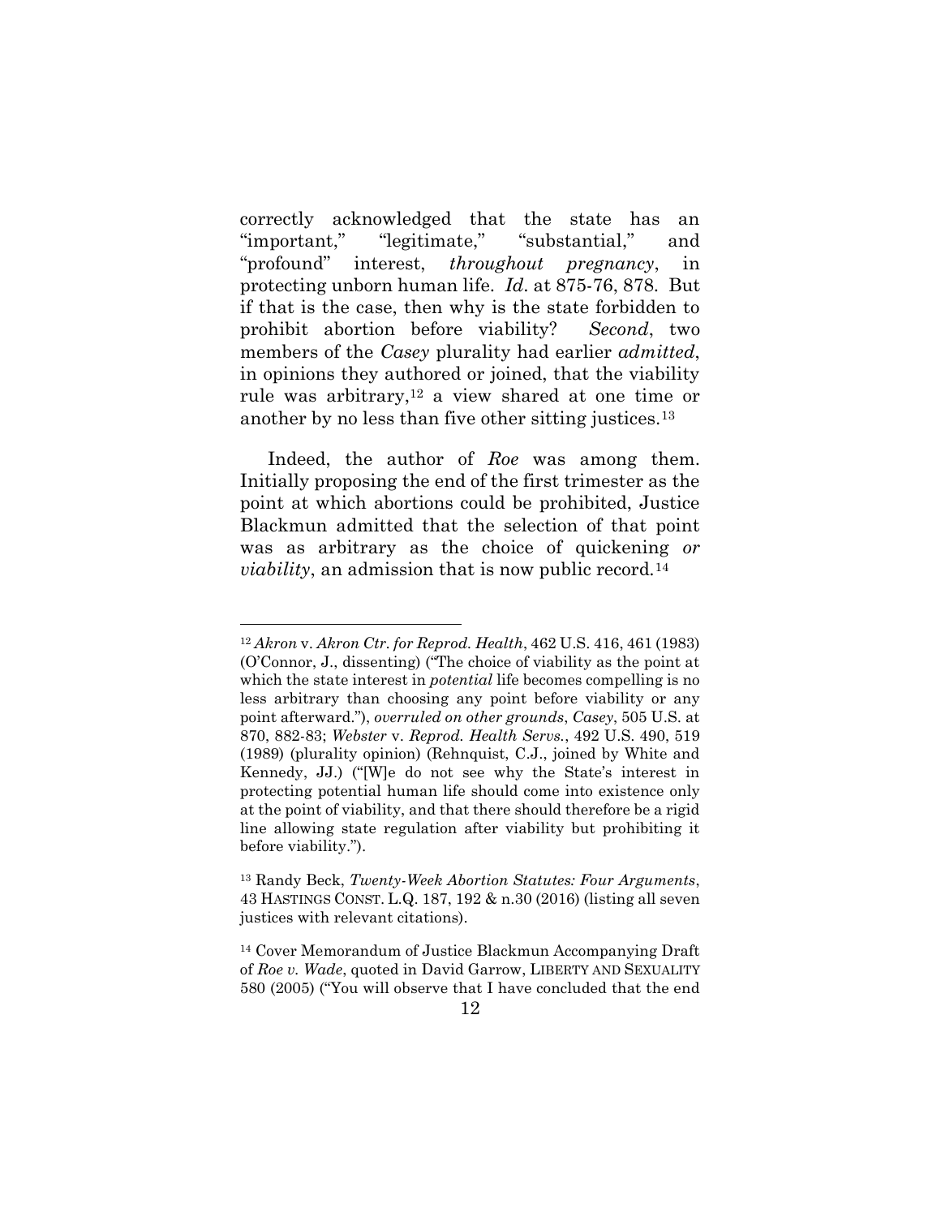correctly acknowledged that the state has an "important," "legitimate," "substantial," and "profound" interest, *throughout pregnancy*, in protecting unborn human life. *Id*. at 875-76, 878. But if that is the case, then why is the state forbidden to prohibit abortion before viability? *Second*, two members of the *Casey* plurality had earlier *admitted*, in opinions they authored or joined, that the viability rule was arbitrary,[12] a view shared at one time or another by no less than five other sitting justices.[13]

Indeed, the author of *Roe* was among them. Initially proposing the end of the first trimester as the point at which abortions could be prohibited, Justice Blackmun admitted that the selection of that point was as arbitrary as the choice of quickening *or viability*, an admission that is now public record.[14]

---

[12] *Akron* v. *Akron Ctr. for Reprod. Health*, 462 U.S. 416, 461 (1983) (O'Connor, J., dissenting) ("The choice of viability as the point at which the state interest in *potential* life becomes compelling is no less arbitrary than choosing any point before viability or any point afterward."), *overruled on other grounds*, *Casey*, 505 U.S. at 870, 882-83; *Webster* v. *Reprod. Health Servs.*, 492 U.S. 490, 519 (1989) (plurality opinion) (Rehnquist, C.J., joined by White and Kennedy, JJ.) ("[W]e do not see why the State's interest in protecting potential human life should come into existence only at the point of viability, and that there should therefore be a rigid line allowing state regulation after viability but prohibiting it before viability.").

[13] Randy Beck, *Twenty-Week Abortion Statutes: Four Arguments*, 43 HASTINGS CONST. L.Q. 187, 192 & n.30 (2016) (listing all seven justices with relevant citations).

[14] Cover Memorandum of Justice Blackmun Accompanying Draft of *Roe v. Wade*, quoted in David Garrow, LIBERTY AND SEXUALITY 580 (2005) ("You will observe that I have concluded that the end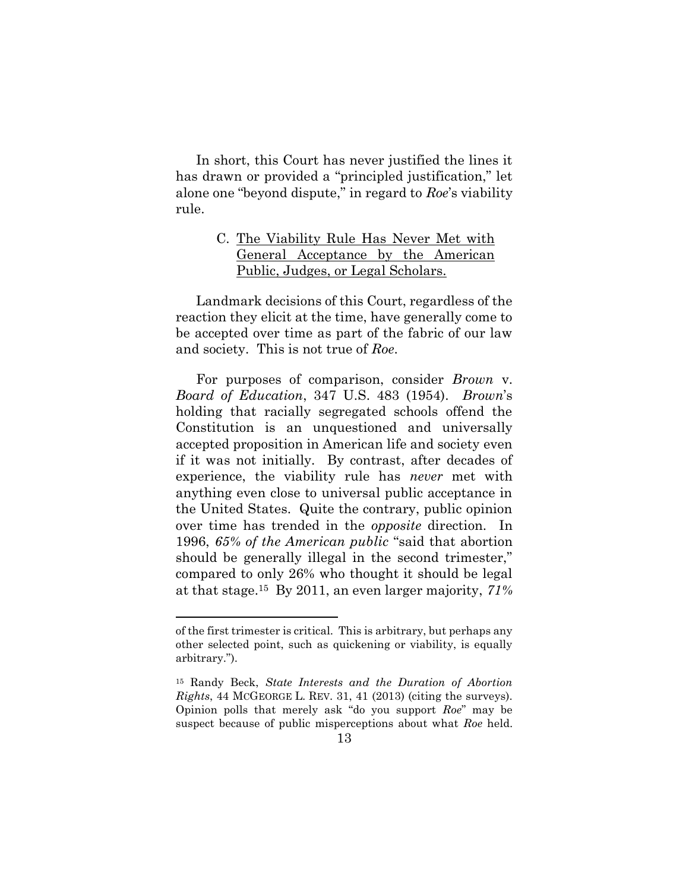In short, this Court has never justified the lines it has drawn or provided a "principled justification," let alone one "beyond dispute," in regard to *Roe*'s viability rule.

### C. The Viability Rule Has Never Met with General Acceptance by the American Public, Judges, or Legal Scholars.

Landmark decisions of this Court, regardless of the reaction they elicit at the time, have generally come to be accepted over time as part of the fabric of our law and society. This is not true of *Roe*.

For purposes of comparison, consider *Brown* v. *Board of Education*, 347 U.S. 483 (1954). *Brown*'s holding that racially segregated schools offend the Constitution is an unquestioned and universally accepted proposition in American life and society even if it was not initially. By contrast, after decades of experience, the viability rule has *never* met with anything even close to universal public acceptance in the United States. Quite the contrary, public opinion over time has trended in the *opposite* direction. In 1996, *65% of the American public* "said that abortion should be generally illegal in the second trimester," compared to only 26% who thought it should be legal at that stage.[15] By 2011, an even larger majority, *71%*

---

of the first trimester is critical. This is arbitrary, but perhaps any other selected point, such as quickening or viability, is equally arbitrary.").

[15] Randy Beck, *State Interests and the Duration of Abortion Rights*, 44 McGeorge L. Rev. 31, 41 (2013) (citing the surveys). Opinion polls that merely ask "do you support *Roe*" may be suspect because of public misperceptions about what *Roe* held.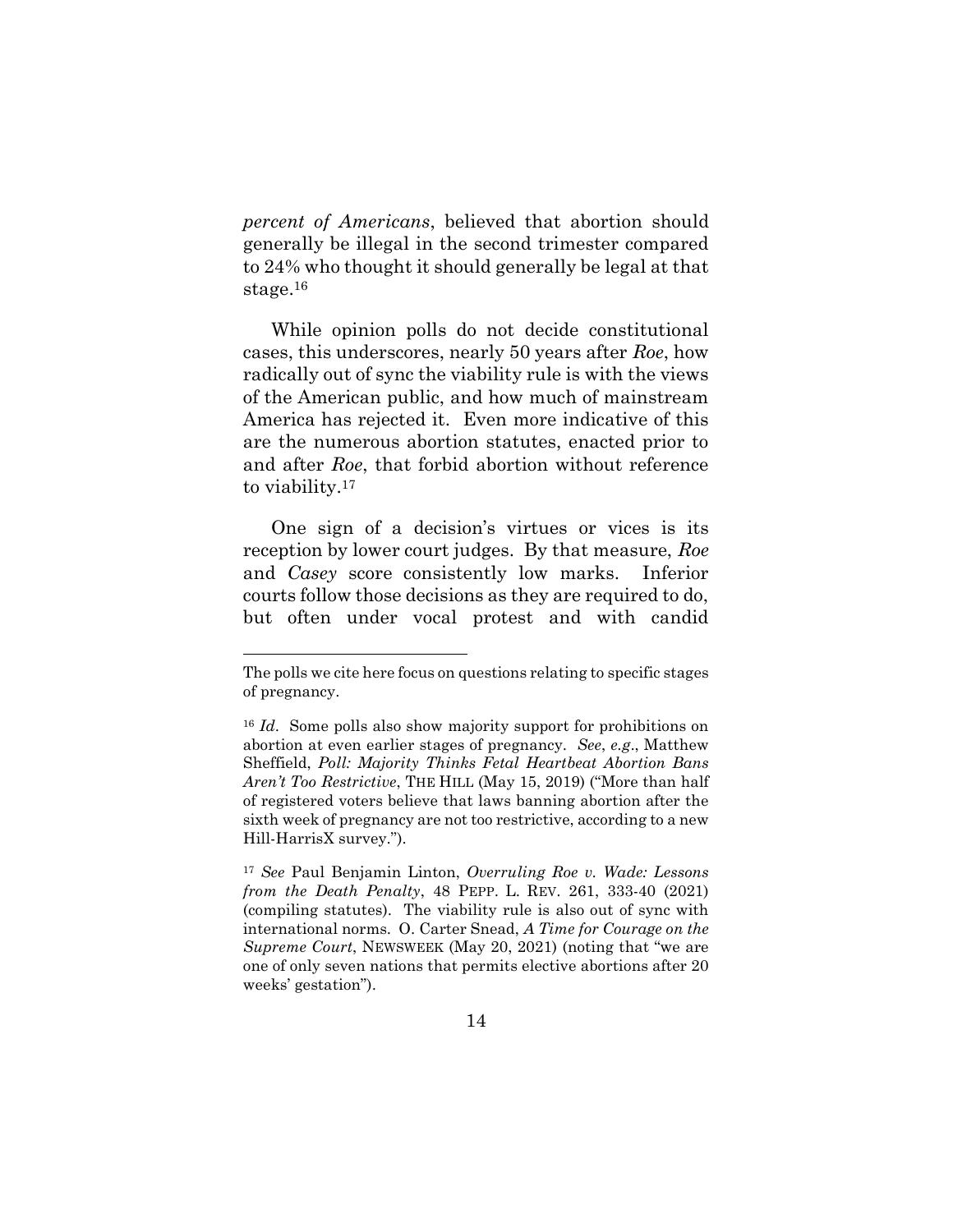*percent of Americans*, believed that abortion should generally be illegal in the second trimester compared to 24% who thought it should generally be legal at that stage.[16]

While opinion polls do not decide constitutional cases, this underscores, nearly 50 years after *Roe*, how radically out of sync the viability rule is with the views of the American public, and how much of mainstream America has rejected it. Even more indicative of this are the numerous abortion statutes, enacted prior to and after *Roe*, that forbid abortion without reference to viability.[17]

One sign of a decision's virtues or vices is its reception by lower court judges. By that measure, *Roe* and *Casey* score consistently low marks. Inferior courts follow those decisions as they are required to do, but often under vocal protest and with candid

---

The polls we cite here focus on questions relating to specific stages of pregnancy.

[16] *Id*. Some polls also show majority support for prohibitions on abortion at even earlier stages of pregnancy. *See*, *e.g*., Matthew Sheffield, *Poll: Majority Thinks Fetal Heartbeat Abortion Bans Aren't Too Restrictive*, THE HILL (May 15, 2019) ("More than half of registered voters believe that laws banning abortion after the sixth week of pregnancy are not too restrictive, according to a new Hill-HarrisX survey.").

[17] *See* Paul Benjamin Linton, *Overruling Roe v. Wade: Lessons from the Death Penalty*, 48 PEPP. L. REV. 261, 333-40 (2021) (compiling statutes). The viability rule is also out of sync with international norms. O. Carter Snead, *A Time for Courage on the Supreme Court*, NEWSWEEK (May 20, 2021) (noting that "we are one of only seven nations that permits elective abortions after 20 weeks' gestation").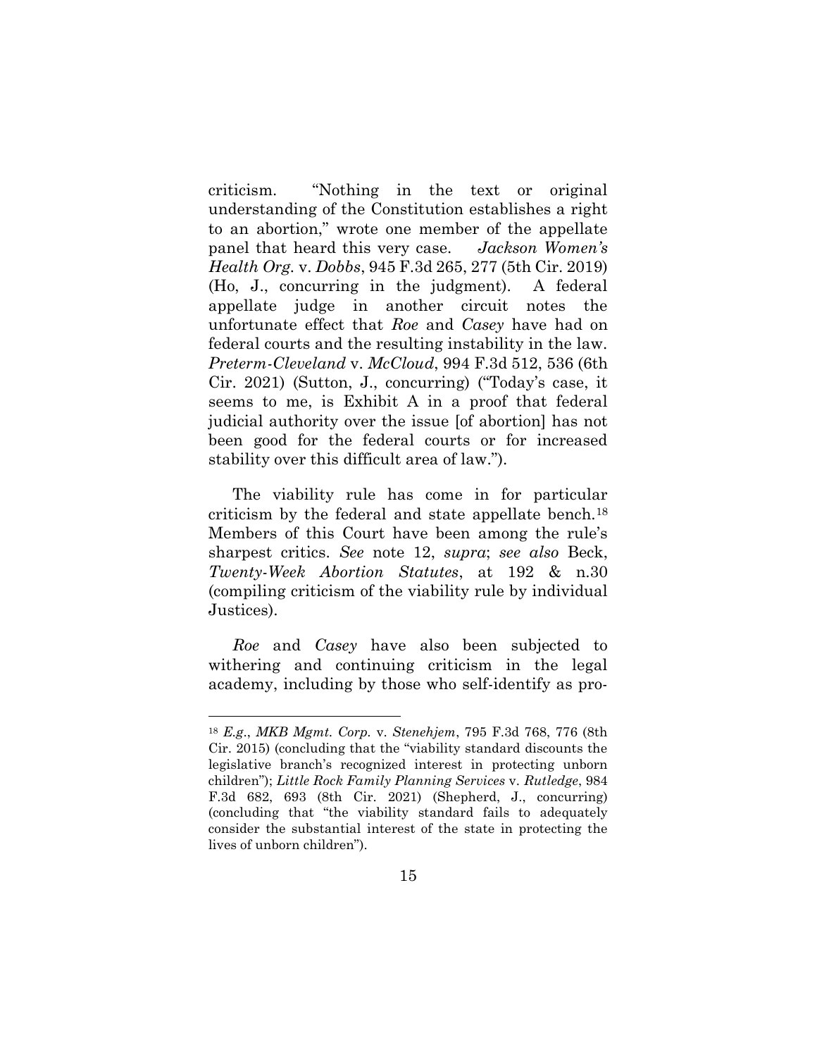criticism. "Nothing in the text or original understanding of the Constitution establishes a right to an abortion," wrote one member of the appellate panel that heard this very case. *Jackson Women's Health Org.* v. *Dobbs*, 945 F.3d 265, 277 (5th Cir. 2019) (Ho, J., concurring in the judgment). A federal appellate judge in another circuit notes the unfortunate effect that *Roe* and *Casey* have had on federal courts and the resulting instability in the law. *Preterm-Cleveland* v. *McCloud*, 994 F.3d 512, 536 (6th Cir. 2021) (Sutton, J., concurring) ("Today's case, it seems to me, is Exhibit A in a proof that federal judicial authority over the issue [of abortion] has not been good for the federal courts or for increased stability over this difficult area of law.").

The viability rule has come in for particular criticism by the federal and state appellate bench.[18] Members of this Court have been among the rule's sharpest critics. *See* note 12, *supra*; *see also* Beck, *Twenty-Week Abortion Statutes*, at 192 & n.30 (compiling criticism of the viability rule by individual Justices).

*Roe* and *Casey* have also been subjected to withering and continuing criticism in the legal academy, including by those who self-identify as pro-

---

[18] *E.g.*, *MKB Mgmt. Corp.* v. *Stenehjem*, 795 F.3d 768, 776 (8th Cir. 2015) (concluding that the "viability standard discounts the legislative branch's recognized interest in protecting unborn children"); *Little Rock Family Planning Services* v. *Rutledge*, 984 F.3d 682, 693 (8th Cir. 2021) (Shepherd, J., concurring) (concluding that "the viability standard fails to adequately consider the substantial interest of the state in protecting the lives of unborn children").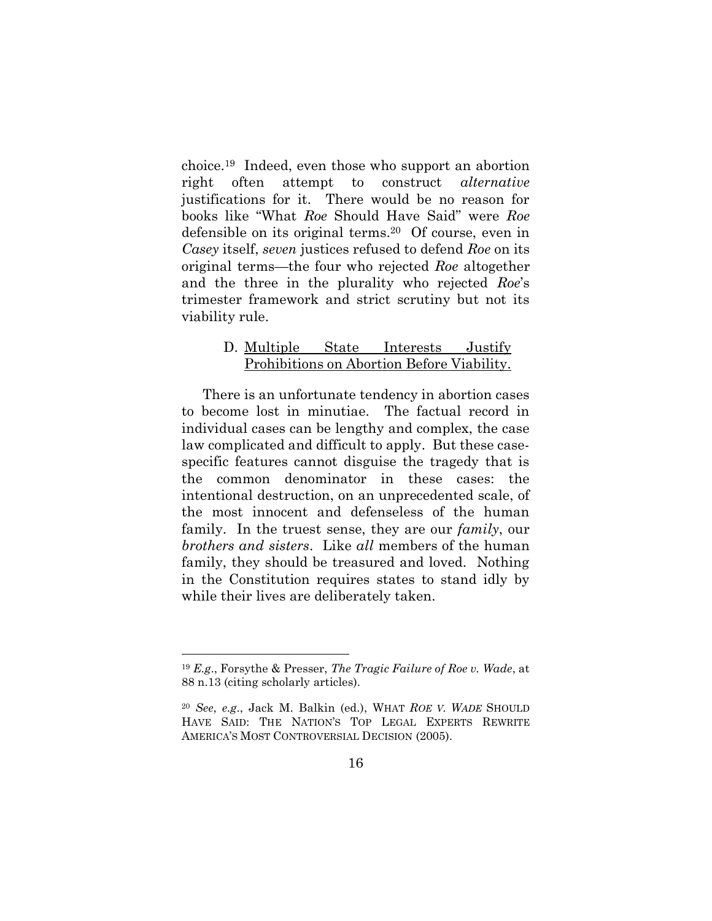choice.[19] Indeed, even those who support an abortion right often attempt to construct *alternative* justifications for it. There would be no reason for books like "What *Roe* Should Have Said" were *Roe* defensible on its original terms.[20] Of course, even in *Casey* itself, *seven* justices refused to defend *Roe* on its original terms—the four who rejected *Roe* altogether and the three in the plurality who rejected *Roe*'s trimester framework and strict scrutiny but not its viability rule.

### D. Multiple State Interests Justify Prohibitions on Abortion Before Viability.

There is an unfortunate tendency in abortion cases to become lost in minutiae. The factual record in individual cases can be lengthy and complex, the case law complicated and difficult to apply. But these case-specific features cannot disguise the tragedy that is the common denominator in these cases: the intentional destruction, on an unprecedented scale, of the most innocent and defenseless of the human family. In the truest sense, they are our *family*, our *brothers and sisters*. Like *all* members of the human family, they should be treasured and loved. Nothing in the Constitution requires states to stand idly by while their lives are deliberately taken.

---

[19] *E.g.*, Forsythe & Presser, *The Tragic Failure of Roe v. Wade*, at 88 n.13 (citing scholarly articles).

[20] *See*, *e.g.*, Jack M. Balkin (ed.), WHAT *ROE V. WADE* SHOULD HAVE SAID: THE NATION'S TOP LEGAL EXPERTS REWRITE AMERICA'S MOST CONTROVERSIAL DECISION (2005).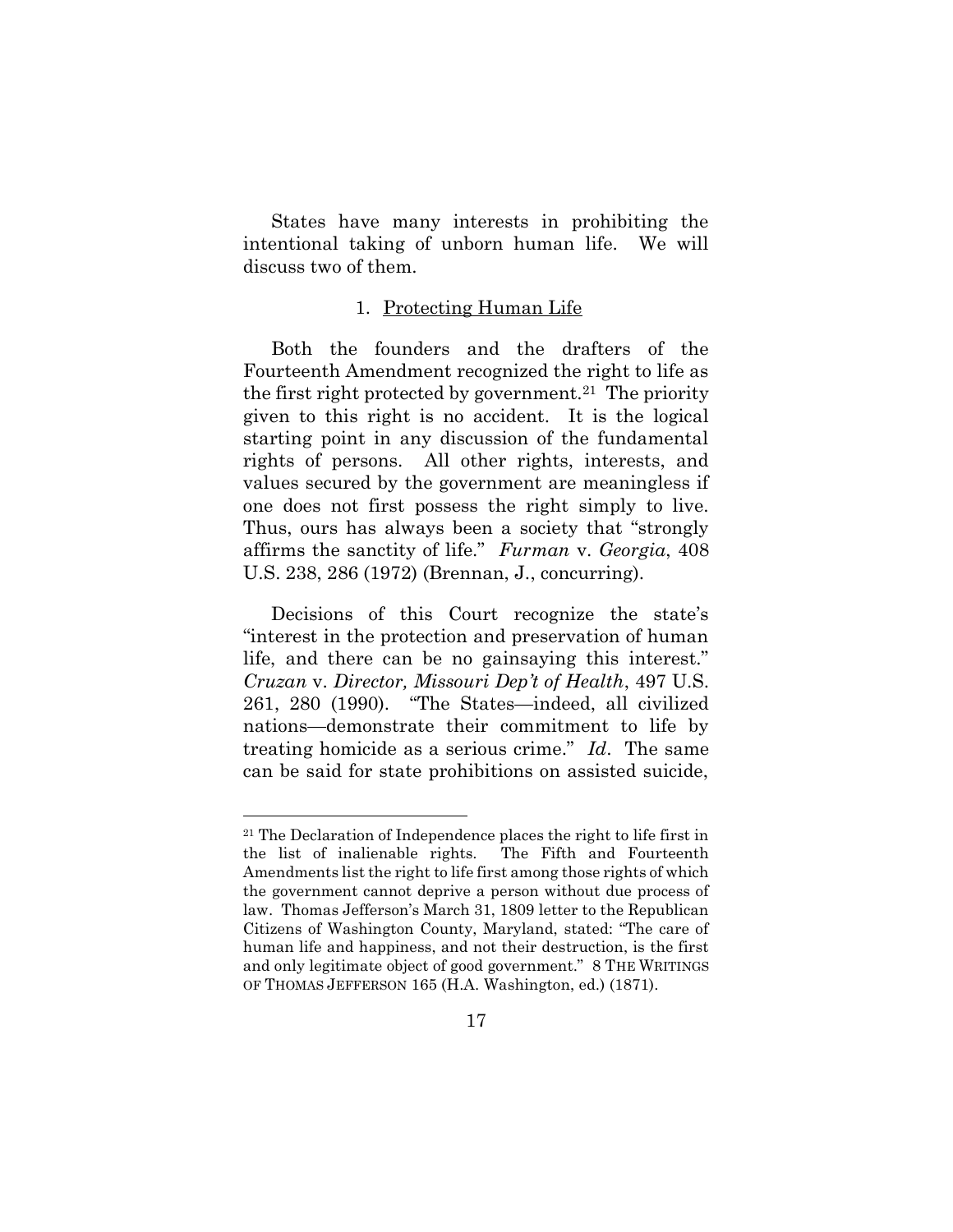States have many interests in prohibiting the intentional taking of unborn human life. We will discuss two of them.

1. Protecting Human Life

Both the founders and the drafters of the Fourteenth Amendment recognized the right to life as the first right protected by government.[21] The priority given to this right is no accident. It is the logical starting point in any discussion of the fundamental rights of persons. All other rights, interests, and values secured by the government are meaningless if one does not first possess the right simply to live. Thus, ours has always been a society that "strongly affirms the sanctity of life." *Furman* v. *Georgia*, 408 U.S. 238, 286 (1972) (Brennan, J., concurring).

Decisions of this Court recognize the state's "interest in the protection and preservation of human life, and there can be no gainsaying this interest." *Cruzan* v. *Director, Missouri Dep't of Health*, 497 U.S. 261, 280 (1990). "The States—indeed, all civilized nations—demonstrate their commitment to life by treating homicide as a serious crime." *Id*. The same can be said for state prohibitions on assisted suicide,

---

[21] The Declaration of Independence places the right to life first in the list of inalienable rights. The Fifth and Fourteenth Amendments list the right to life first among those rights of which the government cannot deprive a person without due process of law. Thomas Jefferson's March 31, 1809 letter to the Republican Citizens of Washington County, Maryland, stated: "The care of human life and happiness, and not their destruction, is the first and only legitimate object of good government." 8 THE WRITINGS OF THOMAS JEFFERSON 165 (H.A. Washington, ed.) (1871).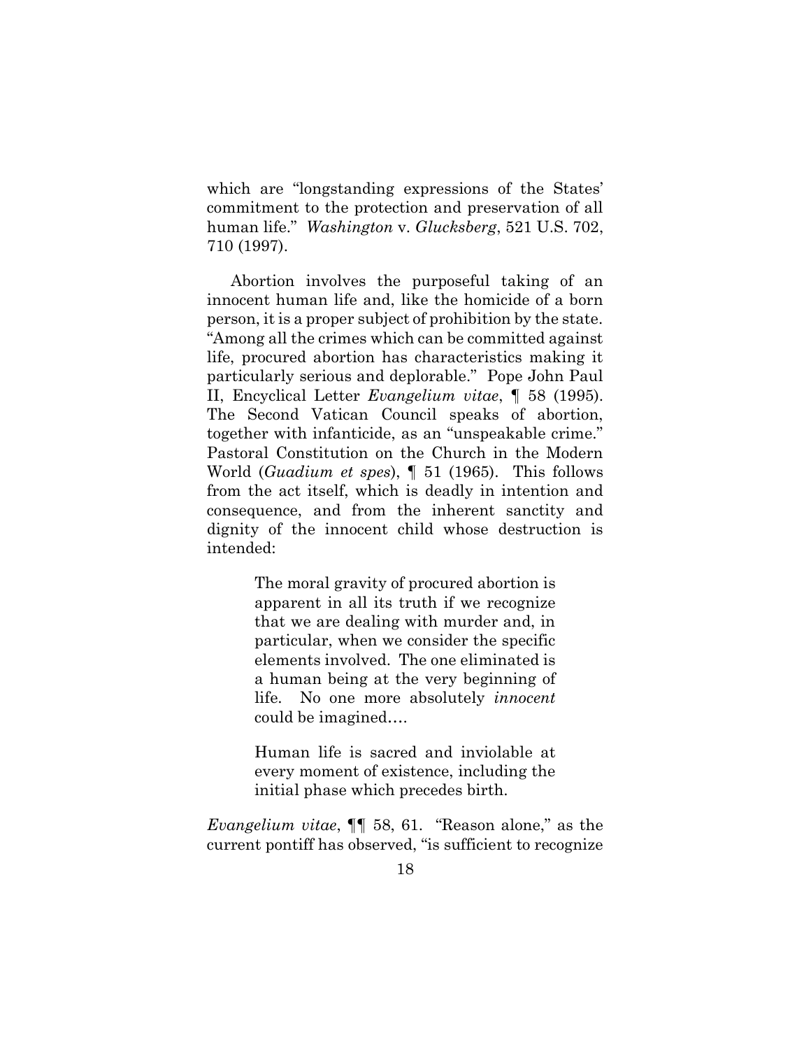which are "longstanding expressions of the States' commitment to the protection and preservation of all human life." *Washington* v. *Glucksberg*, 521 U.S. 702, 710 (1997).

Abortion involves the purposeful taking of an innocent human life and, like the homicide of a born person, it is a proper subject of prohibition by the state. "Among all the crimes which can be committed against life, procured abortion has characteristics making it particularly serious and deplorable." Pope John Paul II, Encyclical Letter *Evangelium vitae*, ¶ 58 (1995). The Second Vatican Council speaks of abortion, together with infanticide, as an "unspeakable crime." Pastoral Constitution on the Church in the Modern World (*Guadium et spes*), ¶ 51 (1965). This follows from the act itself, which is deadly in intention and consequence, and from the inherent sanctity and dignity of the innocent child whose destruction is intended:

> The moral gravity of procured abortion is apparent in all its truth if we recognize that we are dealing with murder and, in particular, when we consider the specific elements involved. The one eliminated is a human being at the very beginning of life. No one more absolutely *innocent* could be imagined….
>
> Human life is sacred and inviolable at every moment of existence, including the initial phase which precedes birth.

*Evangelium vitae*, ¶¶ 58, 61. "Reason alone," as the current pontiff has observed, "is sufficient to recognize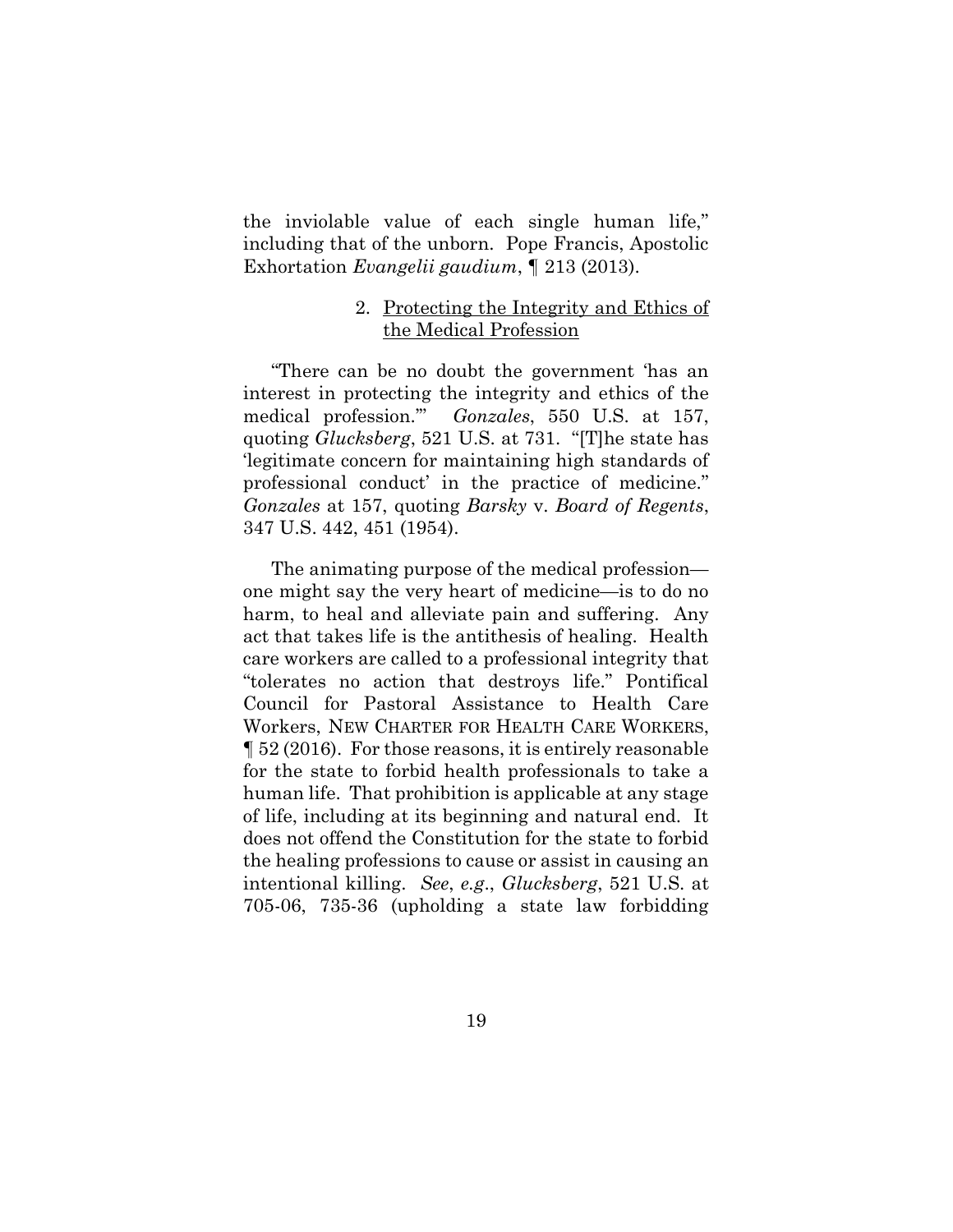the inviolable value of each single human life," including that of the unborn. Pope Francis, Apostolic Exhortation *Evangelii gaudium*, ¶ 213 (2013).

### 2. Protecting the Integrity and Ethics of the Medical Profession

"There can be no doubt the government 'has an interest in protecting the integrity and ethics of the medical profession.'" *Gonzales*, 550 U.S. at 157, quoting *Glucksberg*, 521 U.S. at 731. "[T]he state has 'legitimate concern for maintaining high standards of professional conduct' in the practice of medicine." *Gonzales* at 157, quoting *Barsky* v. *Board of Regents*, 347 U.S. 442, 451 (1954).

The animating purpose of the medical profession—one might say the very heart of medicine—is to do no harm, to heal and alleviate pain and suffering. Any act that takes life is the antithesis of healing. Health care workers are called to a professional integrity that "tolerates no action that destroys life." Pontifical Council for Pastoral Assistance to Health Care Workers, NEW CHARTER FOR HEALTH CARE WORKERS, ¶ 52 (2016). For those reasons, it is entirely reasonable for the state to forbid health professionals to take a human life. That prohibition is applicable at any stage of life, including at its beginning and natural end. It does not offend the Constitution for the state to forbid the healing professions to cause or assist in causing an intentional killing. *See*, *e.g.*, *Glucksberg*, 521 U.S. at 705-06, 735-36 (upholding a state law forbidding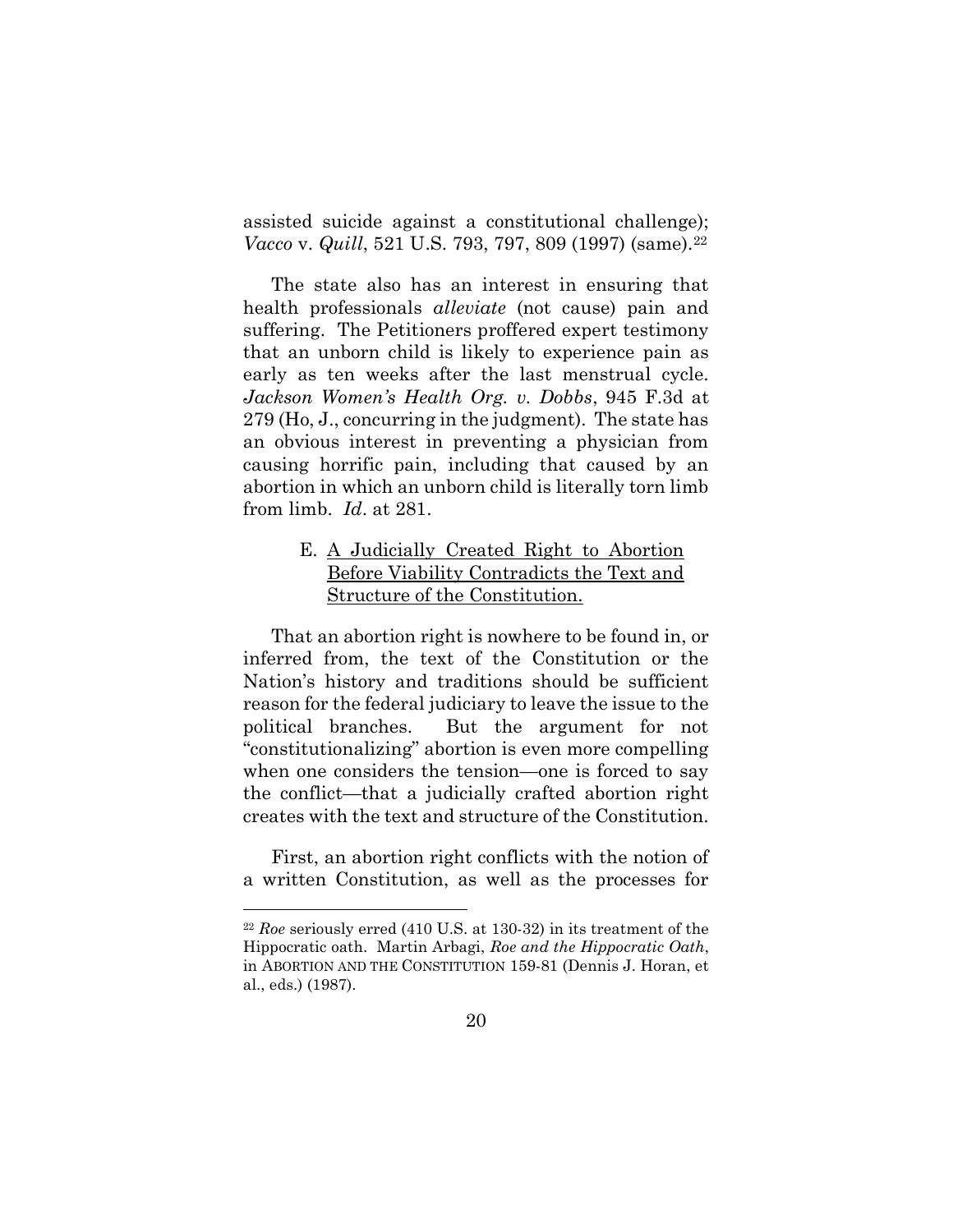assisted suicide against a constitutional challenge); *Vacco* v. *Quill*, 521 U.S. 793, 797, 809 (1997) (same).[22]

The state also has an interest in ensuring that health professionals *alleviate* (not cause) pain and suffering. The Petitioners proffered expert testimony that an unborn child is likely to experience pain as early as ten weeks after the last menstrual cycle. *Jackson Women's Health Org. v. Dobbs*, 945 F.3d at 279 (Ho, J., concurring in the judgment). The state has an obvious interest in preventing a physician from causing horrific pain, including that caused by an abortion in which an unborn child is literally torn limb from limb. *Id*. at 281.

### E. A Judicially Created Right to Abortion Before Viability Contradicts the Text and Structure of the Constitution.

That an abortion right is nowhere to be found in, or inferred from, the text of the Constitution or the Nation's history and traditions should be sufficient reason for the federal judiciary to leave the issue to the political branches. But the argument for not "constitutionalizing" abortion is even more compelling when one considers the tension—one is forced to say the conflict—that a judicially crafted abortion right creates with the text and structure of the Constitution.

First, an abortion right conflicts with the notion of a written Constitution, as well as the processes for

---

[22] *Roe* seriously erred (410 U.S. at 130-32) in its treatment of the Hippocratic oath. Martin Arbagi, *Roe and the Hippocratic Oath*, in ABORTION AND THE CONSTITUTION 159-81 (Dennis J. Horan, et al., eds.) (1987).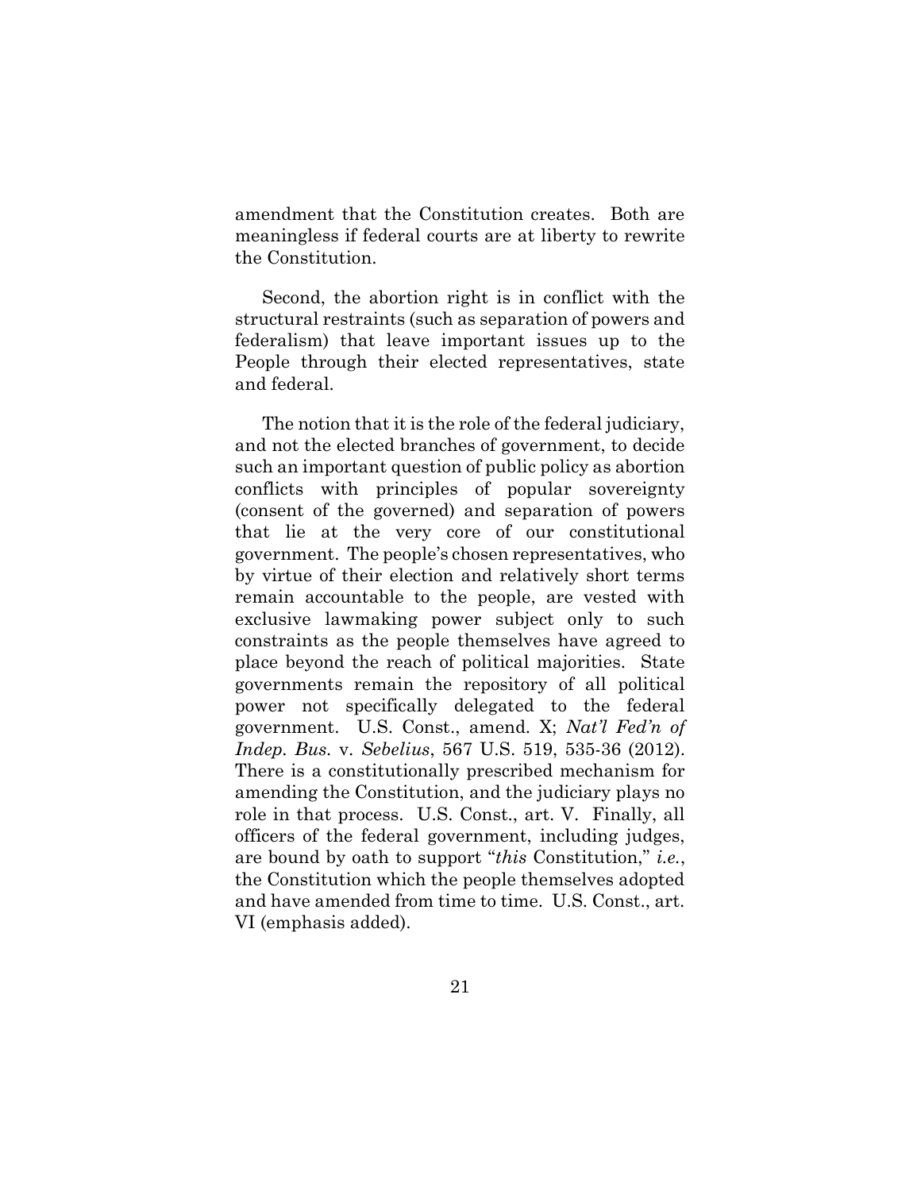amendment that the Constitution creates. Both are meaningless if federal courts are at liberty to rewrite the Constitution.

Second, the abortion right is in conflict with the structural restraints (such as separation of powers and federalism) that leave important issues up to the People through their elected representatives, state and federal.

The notion that it is the role of the federal judiciary, and not the elected branches of government, to decide such an important question of public policy as abortion conflicts with principles of popular sovereignty (consent of the governed) and separation of powers that lie at the very core of our constitutional government. The people's chosen representatives, who by virtue of their election and relatively short terms remain accountable to the people, are vested with exclusive lawmaking power subject only to such constraints as the people themselves have agreed to place beyond the reach of political majorities. State governments remain the repository of all political power not specifically delegated to the federal government. U.S. Const., amend. X; *Nat'l Fed'n of Indep. Bus.* v. *Sebelius*, 567 U.S. 519, 535-36 (2012). There is a constitutionally prescribed mechanism for amending the Constitution, and the judiciary plays no role in that process. U.S. Const., art. V. Finally, all officers of the federal government, including judges, are bound by oath to support "*this* Constitution," *i.e.*, the Constitution which the people themselves adopted and have amended from time to time. U.S. Const., art. VI (emphasis added).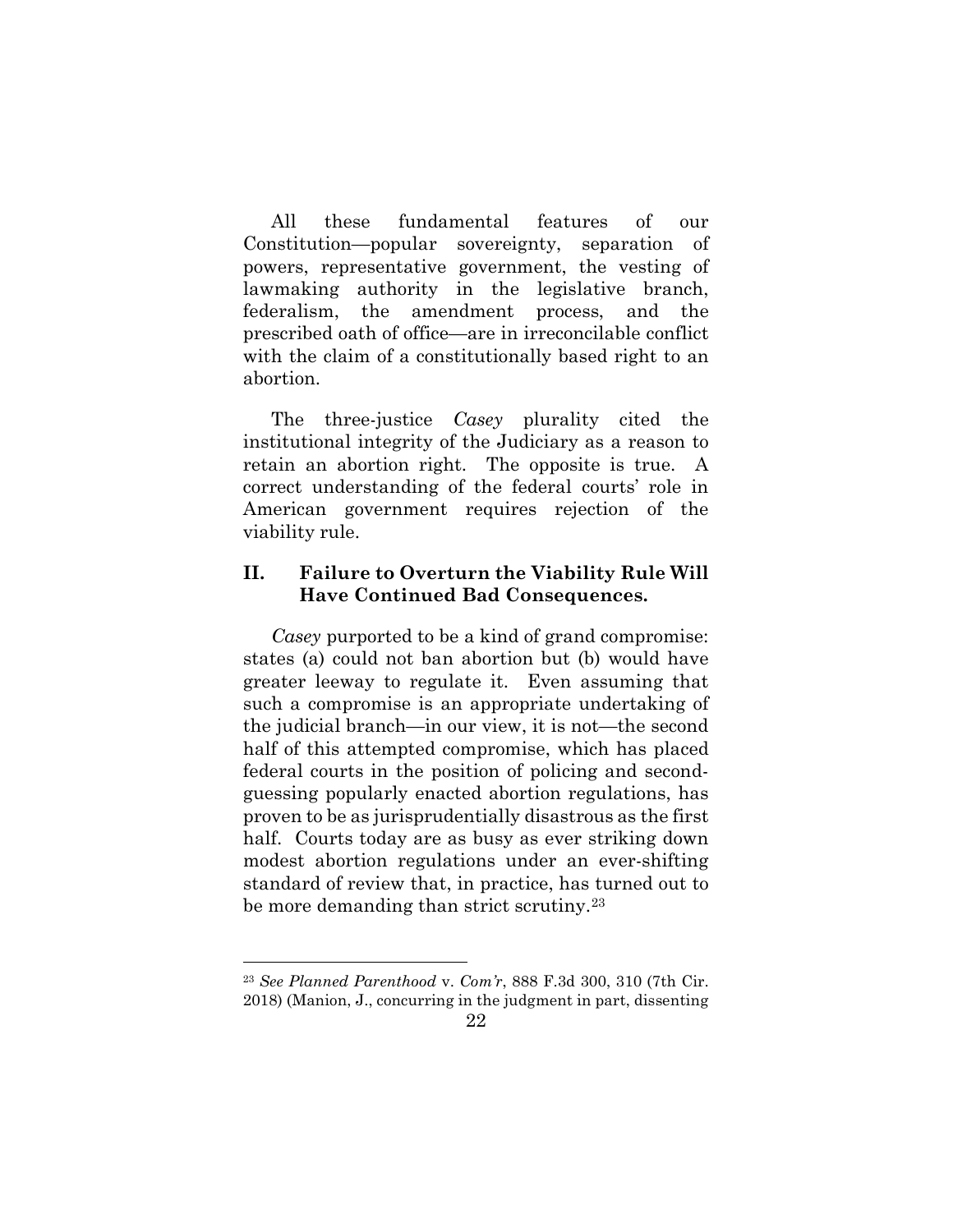All these fundamental features of our Constitution—popular sovereignty, separation of powers, representative government, the vesting of lawmaking authority in the legislative branch, federalism, the amendment process, and the prescribed oath of office—are in irreconcilable conflict with the claim of a constitutionally based right to an abortion.

The three-justice *Casey* plurality cited the institutional integrity of the Judiciary as a reason to retain an abortion right. The opposite is true. A correct understanding of the federal courts' role in American government requires rejection of the viability rule.

## II. Failure to Overturn the Viability Rule Will Have Continued Bad Consequences.

*Casey* purported to be a kind of grand compromise: states (a) could not ban abortion but (b) would have greater leeway to regulate it. Even assuming that such a compromise is an appropriate undertaking of the judicial branch—in our view, it is not—the second half of this attempted compromise, which has placed federal courts in the position of policing and second-guessing popularly enacted abortion regulations, has proven to be as jurisprudentially disastrous as the first half. Courts today are as busy as ever striking down modest abortion regulations under an ever-shifting standard of review that, in practice, has turned out to be more demanding than strict scrutiny.[23]

---

[23] *See Planned Parenthood* v. *Com'r*, 888 F.3d 300, 310 (7th Cir. 2018) (Manion, J., concurring in the judgment in part, dissenting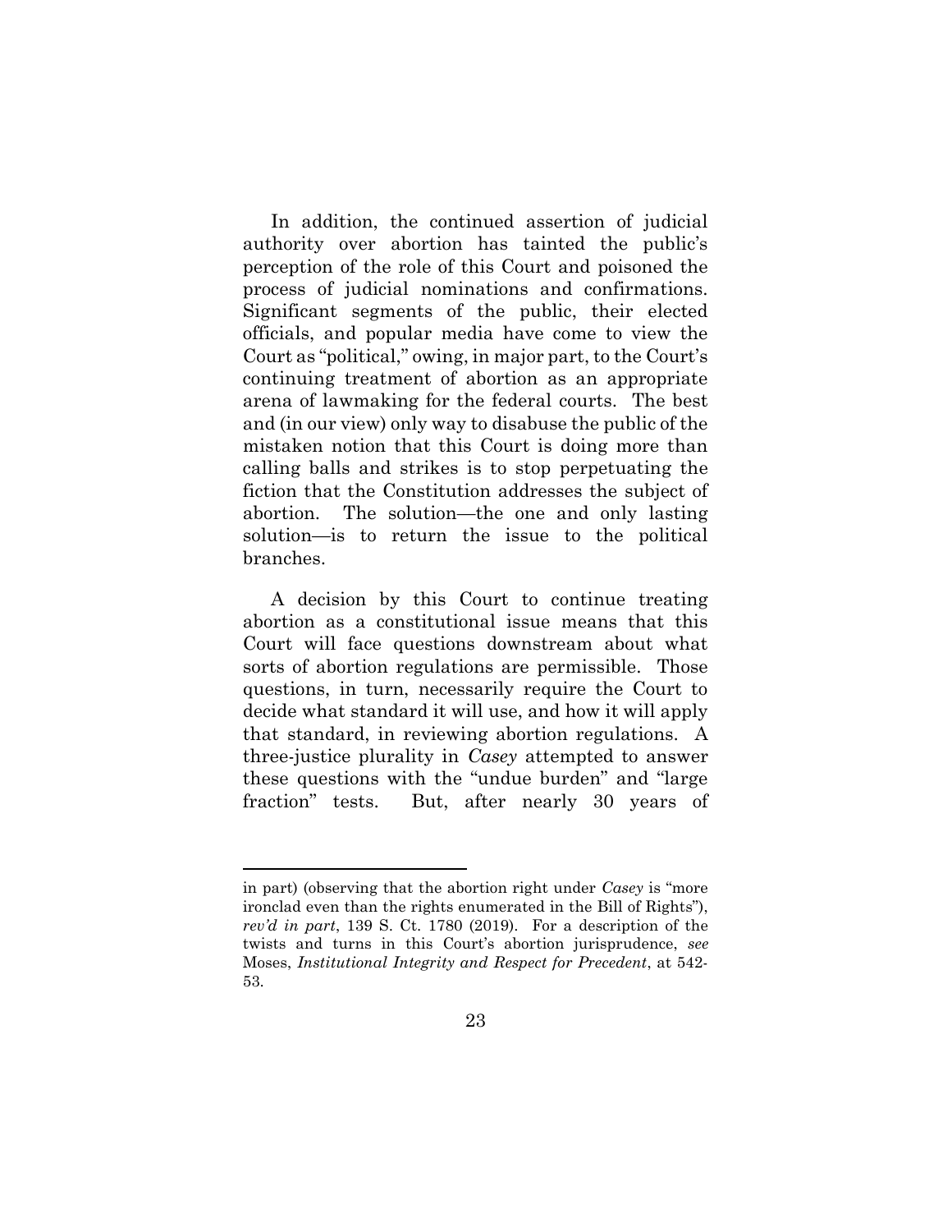In addition, the continued assertion of judicial authority over abortion has tainted the public's perception of the role of this Court and poisoned the process of judicial nominations and confirmations. Significant segments of the public, their elected officials, and popular media have come to view the Court as "political," owing, in major part, to the Court's continuing treatment of abortion as an appropriate arena of lawmaking for the federal courts. The best and (in our view) only way to disabuse the public of the mistaken notion that this Court is doing more than calling balls and strikes is to stop perpetuating the fiction that the Constitution addresses the subject of abortion. The solution—the one and only lasting solution—is to return the issue to the political branches.

A decision by this Court to continue treating abortion as a constitutional issue means that this Court will face questions downstream about what sorts of abortion regulations are permissible. Those questions, in turn, necessarily require the Court to decide what standard it will use, and how it will apply that standard, in reviewing abortion regulations. A three-justice plurality in *Casey* attempted to answer these questions with the "undue burden" and "large fraction" tests. But, after nearly 30 years of

---

in part) (observing that the abortion right under *Casey* is "more ironclad even than the rights enumerated in the Bill of Rights"), *rev'd in part*, 139 S. Ct. 1780 (2019). For a description of the twists and turns in this Court's abortion jurisprudence, *see* Moses, *Institutional Integrity and Respect for Precedent*, at 542-53.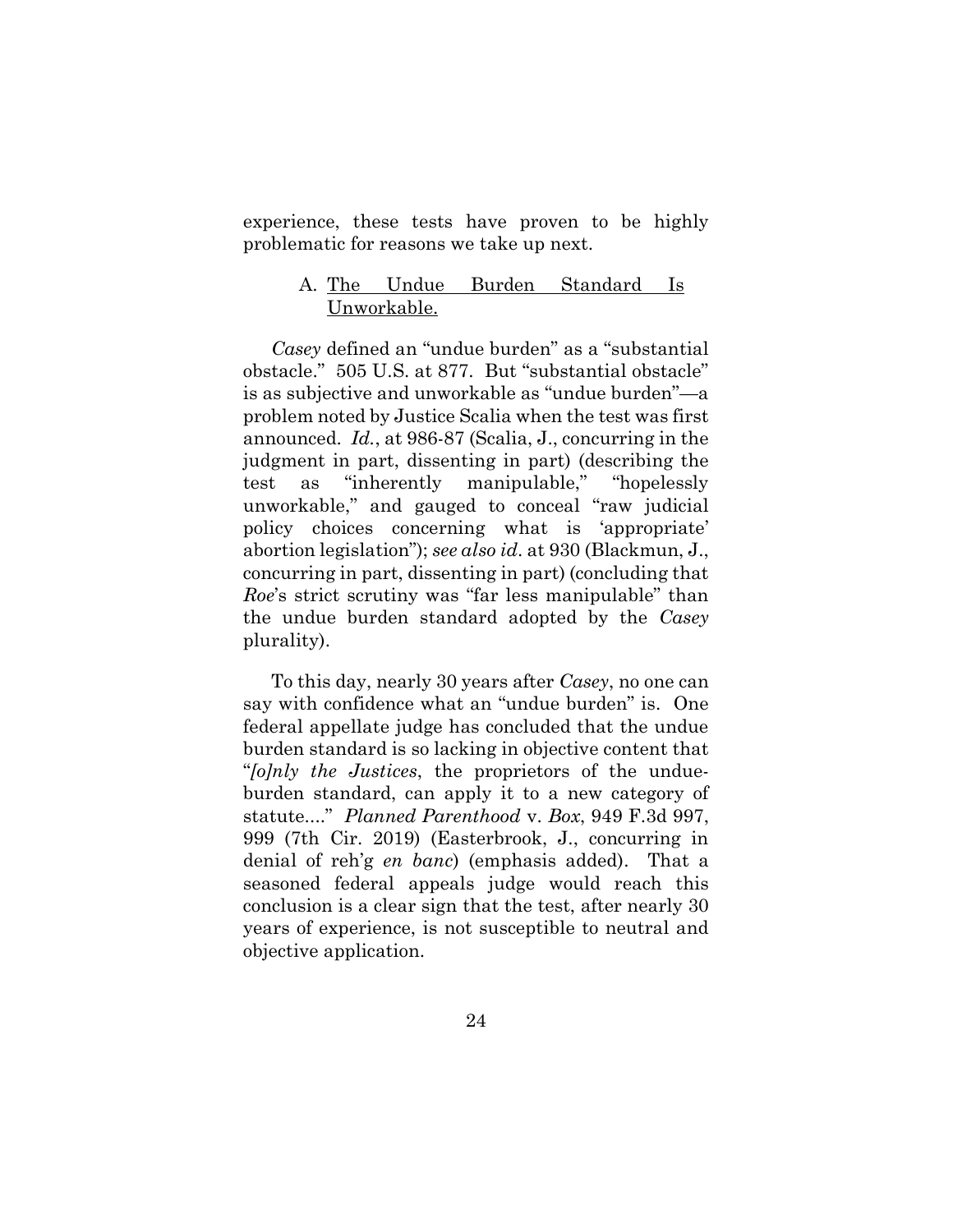experience, these tests have proven to be highly problematic for reasons we take up next.

### A. The Undue Burden Standard Is Unworkable.

*Casey* defined an "undue burden" as a "substantial obstacle." 505 U.S. at 877. But "substantial obstacle" is as subjective and unworkable as "undue burden"—a problem noted by Justice Scalia when the test was first announced. *Id.*, at 986-87 (Scalia, J., concurring in the judgment in part, dissenting in part) (describing the test as "inherently manipulable," "hopelessly unworkable," and gauged to conceal "raw judicial policy choices concerning what is 'appropriate' abortion legislation"); *see also id*. at 930 (Blackmun, J., concurring in part, dissenting in part) (concluding that *Roe*'s strict scrutiny was "far less manipulable" than the undue burden standard adopted by the *Casey* plurality).

To this day, nearly 30 years after *Casey*, no one can say with confidence what an "undue burden" is. One federal appellate judge has concluded that the undue burden standard is so lacking in objective content that "*[o]nly the Justices*, the proprietors of the undue-burden standard, can apply it to a new category of statute...." *Planned Parenthood* v. *Box*, 949 F.3d 997, 999 (7th Cir. 2019) (Easterbrook, J., concurring in denial of reh'g *en banc*) (emphasis added). That a seasoned federal appeals judge would reach this conclusion is a clear sign that the test, after nearly 30 years of experience, is not susceptible to neutral and objective application.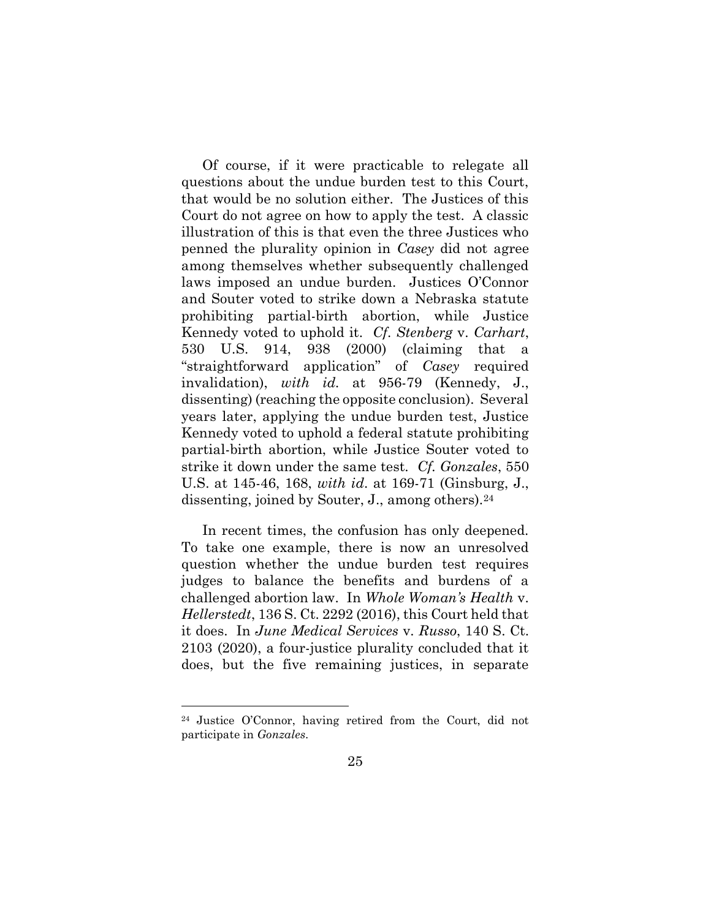Of course, if it were practicable to relegate all questions about the undue burden test to this Court, that would be no solution either. The Justices of this Court do not agree on how to apply the test. A classic illustration of this is that even the three Justices who penned the plurality opinion in *Casey* did not agree among themselves whether subsequently challenged laws imposed an undue burden. Justices O'Connor and Souter voted to strike down a Nebraska statute prohibiting partial-birth abortion, while Justice Kennedy voted to uphold it. *Cf. Stenberg* v. *Carhart*, 530 U.S. 914, 938 (2000) (claiming that a "straightforward application" of *Casey* required invalidation), *with id.* at 956-79 (Kennedy, J., dissenting) (reaching the opposite conclusion). Several years later, applying the undue burden test, Justice Kennedy voted to uphold a federal statute prohibiting partial-birth abortion, while Justice Souter voted to strike it down under the same test. *Cf. Gonzales*, 550 U.S. at 145-46, 168, *with id.* at 169-71 (Ginsburg, J., dissenting, joined by Souter, J., among others).[24]

In recent times, the confusion has only deepened. To take one example, there is now an unresolved question whether the undue burden test requires judges to balance the benefits and burdens of a challenged abortion law. In *Whole Woman's Health* v. *Hellerstedt*, 136 S. Ct. 2292 (2016), this Court held that it does. In *June Medical Services* v. *Russo*, 140 S. Ct. 2103 (2020), a four-justice plurality concluded that it does, but the five remaining justices, in separate

---

[24] Justice O'Connor, having retired from the Court, did not participate in *Gonzales*.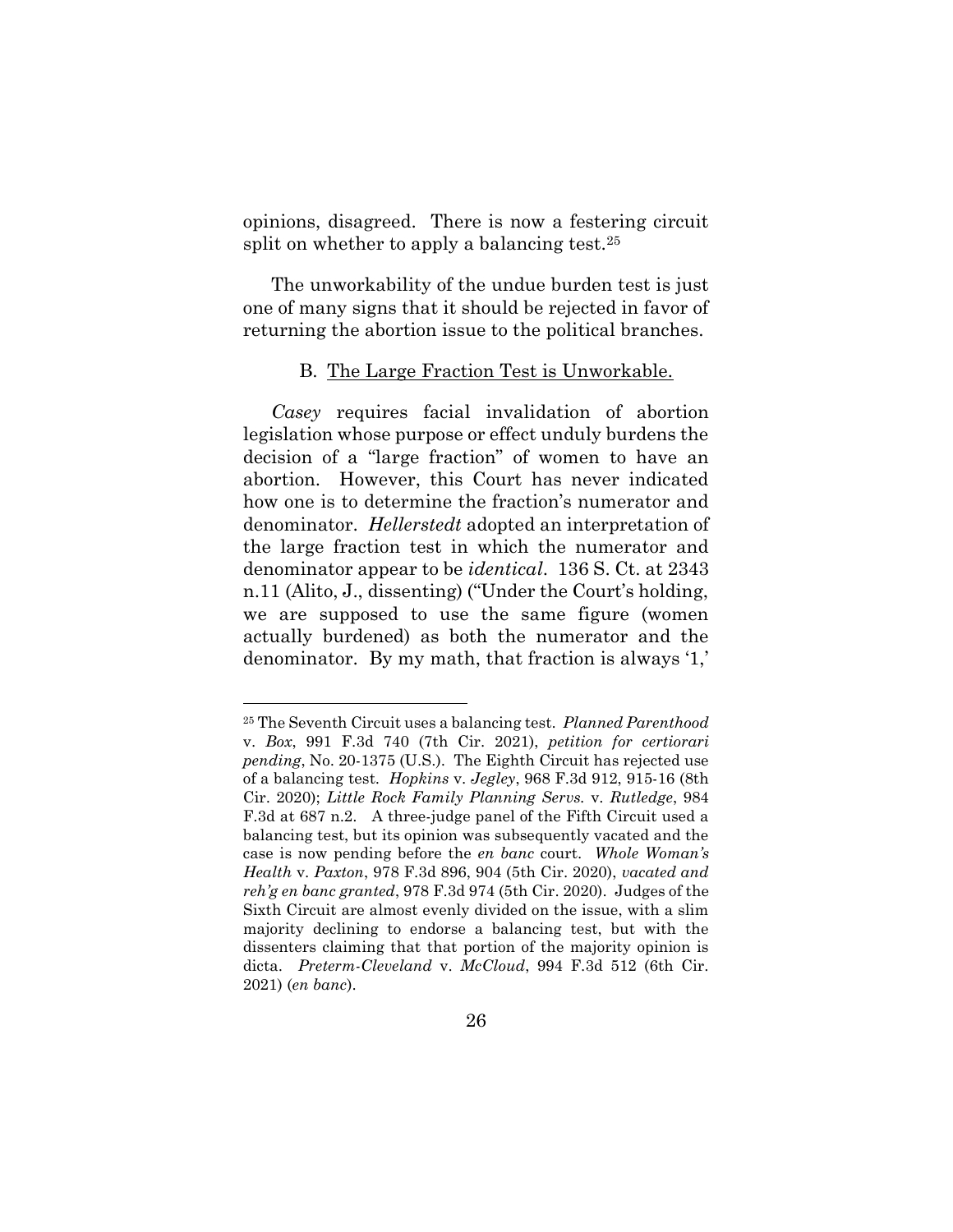opinions, disagreed. There is now a festering circuit split on whether to apply a balancing test.[25]

The unworkability of the undue burden test is just one of many signs that it should be rejected in favor of returning the abortion issue to the political branches.

### B. <u>The Large Fraction Test is Unworkable.</u>

*Casey* requires facial invalidation of abortion legislation whose purpose or effect unduly burdens the decision of a "large fraction" of women to have an abortion. However, this Court has never indicated how one is to determine the fraction's numerator and denominator. *Hellerstedt* adopted an interpretation of the large fraction test in which the numerator and denominator appear to be *identical*. 136 S. Ct. at 2343 n.11 (Alito, J., dissenting) ("Under the Court's holding, we are supposed to use the same figure (women actually burdened) as both the numerator and the denominator. By my math, that fraction is always '1,'

---

[25] The Seventh Circuit uses a balancing test. *Planned Parenthood* v. *Box*, 991 F.3d 740 (7th Cir. 2021), *petition for certiorari pending*, No. 20-1375 (U.S.). The Eighth Circuit has rejected use of a balancing test. *Hopkins* v. *Jegley*, 968 F.3d 912, 915-16 (8th Cir. 2020); *Little Rock Family Planning Servs.* v. *Rutledge*, 984 F.3d at 687 n.2. A three-judge panel of the Fifth Circuit used a balancing test, but its opinion was subsequently vacated and the case is now pending before the *en banc* court. *Whole Woman's Health* v. *Paxton*, 978 F.3d 896, 904 (5th Cir. 2020), *vacated and reh'g en banc granted*, 978 F.3d 974 (5th Cir. 2020). Judges of the Sixth Circuit are almost evenly divided on the issue, with a slim majority declining to endorse a balancing test, but with the dissenters claiming that that portion of the majority opinion is dicta. *Preterm-Cleveland* v. *McCloud*, 994 F.3d 512 (6th Cir. 2021) (*en banc*).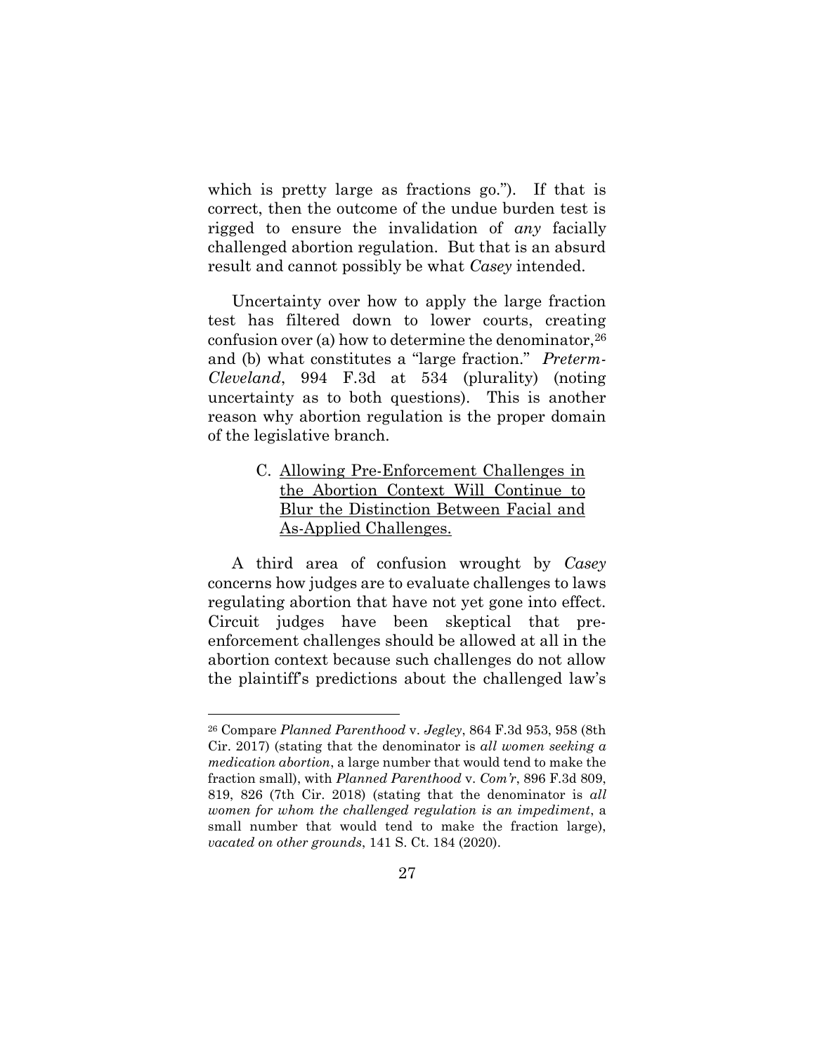which is pretty large as fractions go."). If that is correct, then the outcome of the undue burden test is rigged to ensure the invalidation of *any* facially challenged abortion regulation. But that is an absurd result and cannot possibly be what *Casey* intended.

Uncertainty over how to apply the large fraction test has filtered down to lower courts, creating confusion over (a) how to determine the denominator,[26] and (b) what constitutes a "large fraction." *Preterm-Cleveland*, 994 F.3d at 534 (plurality) (noting uncertainty as to both questions). This is another reason why abortion regulation is the proper domain of the legislative branch.

### C. Allowing Pre-Enforcement Challenges in the Abortion Context Will Continue to Blur the Distinction Between Facial and As-Applied Challenges.

A third area of confusion wrought by *Casey* concerns how judges are to evaluate challenges to laws regulating abortion that have not yet gone into effect. Circuit judges have been skeptical that pre-enforcement challenges should be allowed at all in the abortion context because such challenges do not allow the plaintiff's predictions about the challenged law's

---

[26] Compare *Planned Parenthood* v. *Jegley*, 864 F.3d 953, 958 (8th Cir. 2017) (stating that the denominator is *all women seeking a medication abortion*, a large number that would tend to make the fraction small), with *Planned Parenthood* v. *Com'r*, 896 F.3d 809, 819, 826 (7th Cir. 2018) (stating that the denominator is *all women for whom the challenged regulation is an impediment*, a small number that would tend to make the fraction large), *vacated on other grounds*, 141 S. Ct. 184 (2020).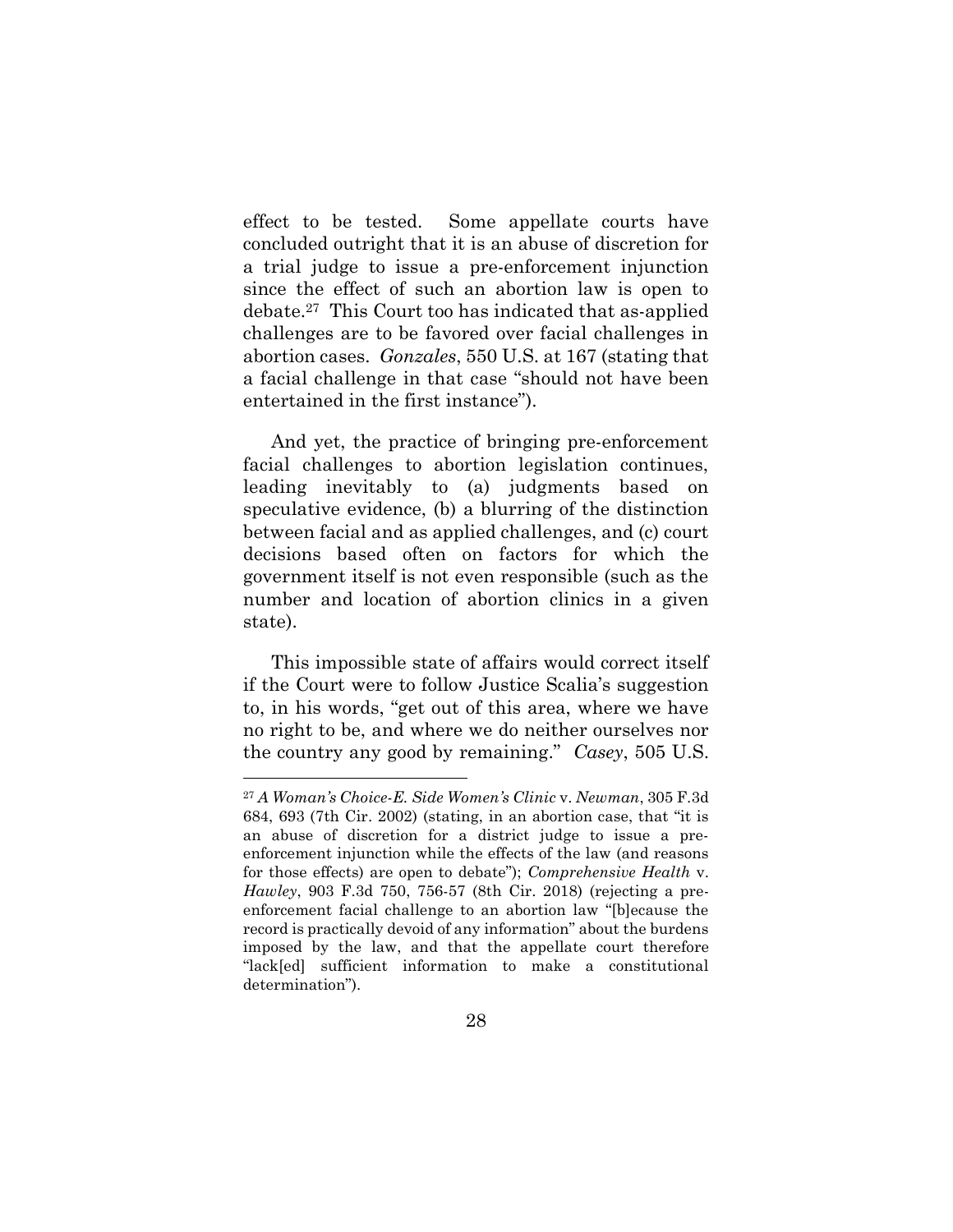effect to be tested. Some appellate courts have concluded outright that it is an abuse of discretion for a trial judge to issue a pre-enforcement injunction since the effect of such an abortion law is open to debate.[27] This Court too has indicated that as-applied challenges are to be favored over facial challenges in abortion cases. *Gonzales*, 550 U.S. at 167 (stating that a facial challenge in that case "should not have been entertained in the first instance").

And yet, the practice of bringing pre-enforcement facial challenges to abortion legislation continues, leading inevitably to (a) judgments based on speculative evidence, (b) a blurring of the distinction between facial and as applied challenges, and (c) court decisions based often on factors for which the government itself is not even responsible (such as the number and location of abortion clinics in a given state).

This impossible state of affairs would correct itself if the Court were to follow Justice Scalia's suggestion to, in his words, "get out of this area, where we have no right to be, and where we do neither ourselves nor the country any good by remaining." *Casey*, 505 U.S.

---

[27] *A Woman's Choice-E. Side Women's Clinic* v. *Newman*, 305 F.3d 684, 693 (7th Cir. 2002) (stating, in an abortion case, that "it is an abuse of discretion for a district judge to issue a pre-enforcement injunction while the effects of the law (and reasons for those effects) are open to debate"); *Comprehensive Health* v. *Hawley*, 903 F.3d 750, 756-57 (8th Cir. 2018) (rejecting a pre-enforcement facial challenge to an abortion law "[b]ecause the record is practically devoid of any information" about the burdens imposed by the law, and that the appellate court therefore "lack[ed] sufficient information to make a constitutional determination").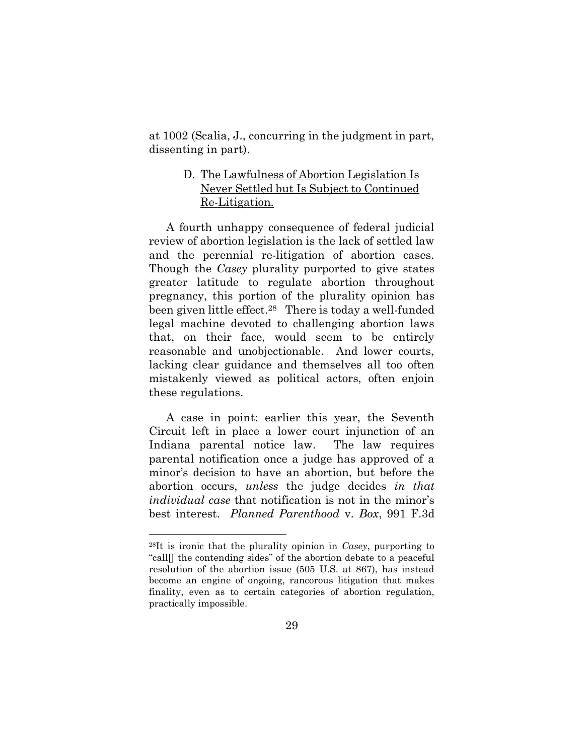at 1002 (Scalia, J., concurring in the judgment in part, dissenting in part).

### D. The Lawfulness of Abortion Legislation Is Never Settled but Is Subject to Continued Re-Litigation.

A fourth unhappy consequence of federal judicial review of abortion legislation is the lack of settled law and the perennial re-litigation of abortion cases. Though the *Casey* plurality purported to give states greater latitude to regulate abortion throughout pregnancy, this portion of the plurality opinion has been given little effect.[28] There is today a well-funded legal machine devoted to challenging abortion laws that, on their face, would seem to be entirely reasonable and unobjectionable. And lower courts, lacking clear guidance and themselves all too often mistakenly viewed as political actors, often enjoin these regulations.

A case in point: earlier this year, the Seventh Circuit left in place a lower court injunction of an Indiana parental notice law. The law requires parental notification once a judge has approved of a minor's decision to have an abortion, but before the abortion occurs, *unless* the judge decides *in that individual case* that notification is not in the minor's best interest. *Planned Parenthood* v. *Box*, 991 F.3d

---

[28]It is ironic that the plurality opinion in *Casey*, purporting to "call[] the contending sides" of the abortion debate to a peaceful resolution of the abortion issue (505 U.S. at 867), has instead become an engine of ongoing, rancorous litigation that makes finality, even as to certain categories of abortion regulation, practically impossible.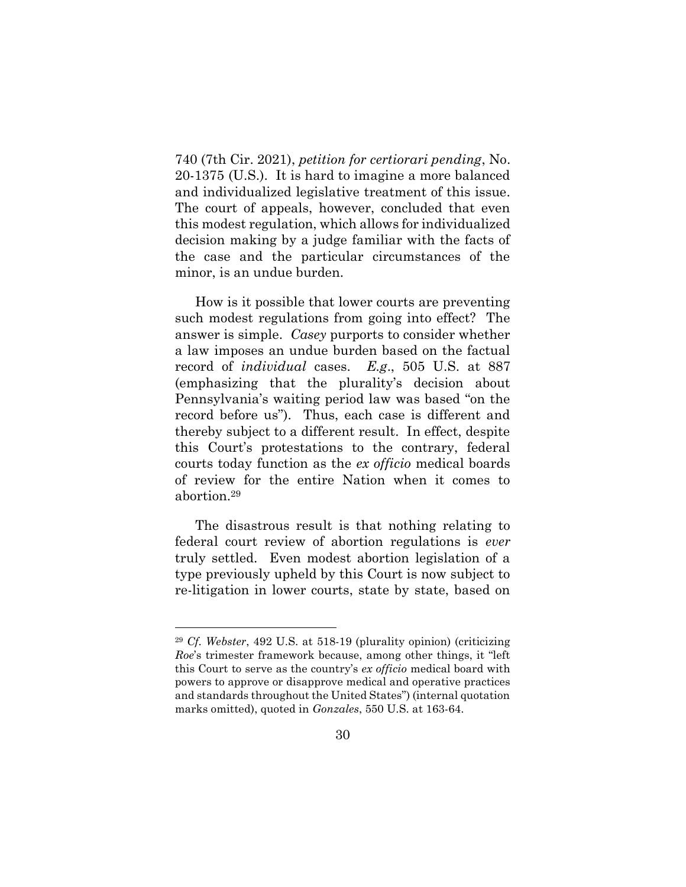740 (7th Cir. 2021), *petition for certiorari pending*, No. 20-1375 (U.S.). It is hard to imagine a more balanced and individualized legislative treatment of this issue. The court of appeals, however, concluded that even this modest regulation, which allows for individualized decision making by a judge familiar with the facts of the case and the particular circumstances of the minor, is an undue burden.

How is it possible that lower courts are preventing such modest regulations from going into effect? The answer is simple. *Casey* purports to consider whether a law imposes an undue burden based on the factual record of *individual* cases. *E.g.*, 505 U.S. at 887 (emphasizing that the plurality's decision about Pennsylvania's waiting period law was based "on the record before us"). Thus, each case is different and thereby subject to a different result. In effect, despite this Court's protestations to the contrary, federal courts today function as the *ex officio* medical boards of review for the entire Nation when it comes to abortion.[29]

The disastrous result is that nothing relating to federal court review of abortion regulations is *ever* truly settled. Even modest abortion legislation of a type previously upheld by this Court is now subject to re-litigation in lower courts, state by state, based on

---

[29] *Cf. Webster*, 492 U.S. at 518-19 (plurality opinion) (criticizing *Roe*'s trimester framework because, among other things, it "left this Court to serve as the country's *ex officio* medical board with powers to approve or disapprove medical and operative practices and standards throughout the United States") (internal quotation marks omitted), quoted in *Gonzales*, 550 U.S. at 163-64.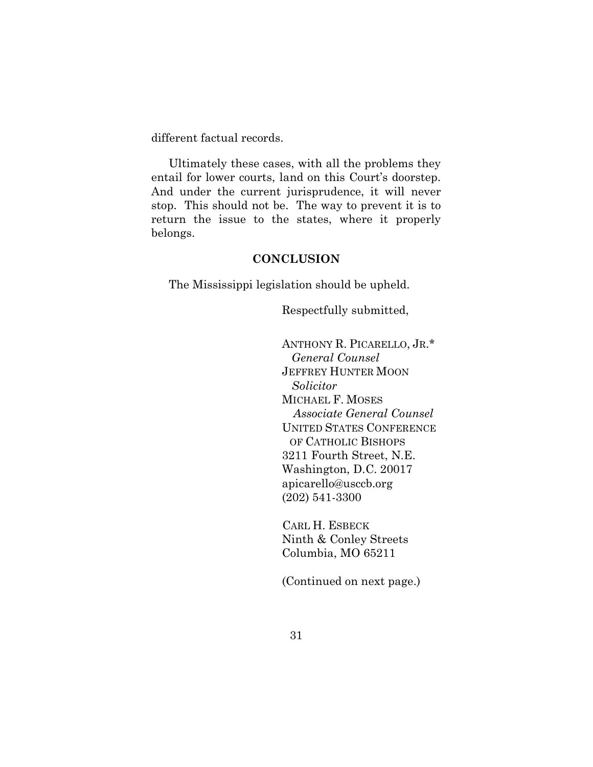different factual records.

Ultimately these cases, with all the problems they entail for lower courts, land on this Court's doorstep. And under the current jurisprudence, it will never stop. This should not be. The way to prevent it is to return the issue to the states, where it properly belongs.

## CONCLUSION

The Mississippi legislation should be upheld.

Respectfully submitted,

ANTHONY R. PICARELLO, JR.*
*General Counsel*
JEFFREY HUNTER MOON
*Solicitor*
MICHAEL F. MOSES
*Associate General Counsel*
UNITED STATES CONFERENCE OF CATHOLIC BISHOPS
3211 Fourth Street, N.E.
Washington, D.C. 20017
apicarello@usccb.org
(202) 541-3300

CARL H. ESBECK
Ninth & Conley Streets
Columbia, MO 65211

(Continued on next page.)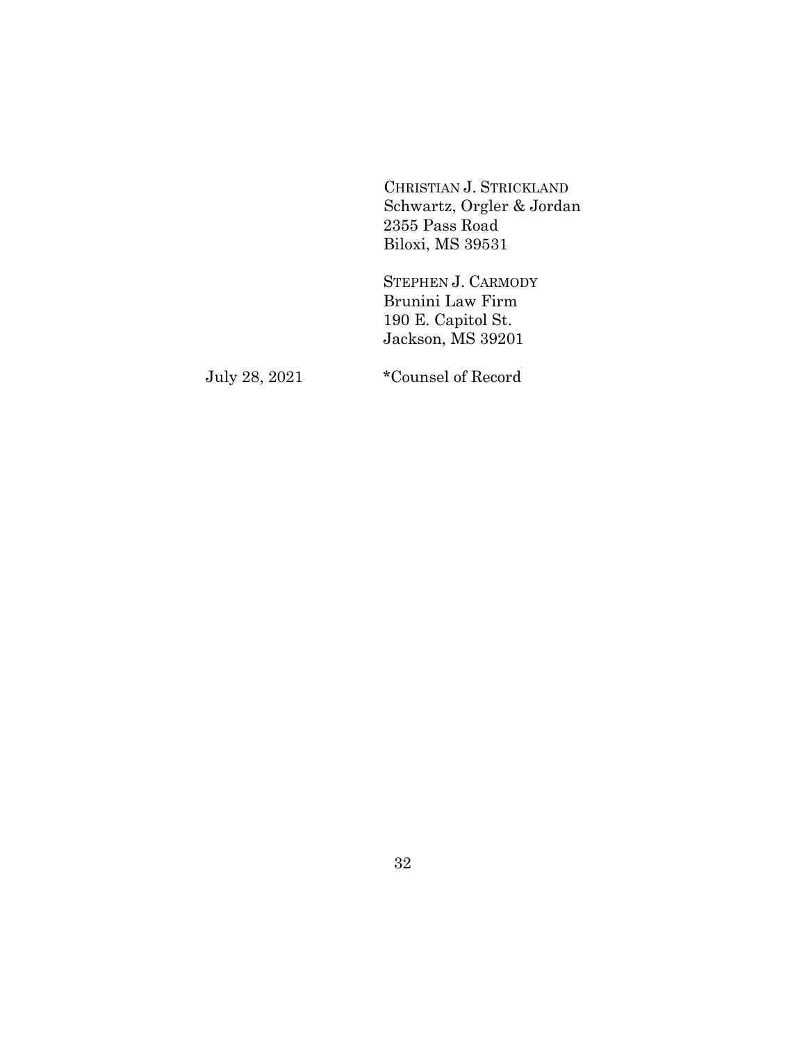CHRISTIAN J. STRICKLAND
Schwartz, Orgler & Jordan
2355 Pass Road
Biloxi, MS 39531

STEPHEN J. CARMODY
Brunini Law Firm
190 E. Capitol St.
Jackson, MS 39201

July 28, 2021 *Counsel of Record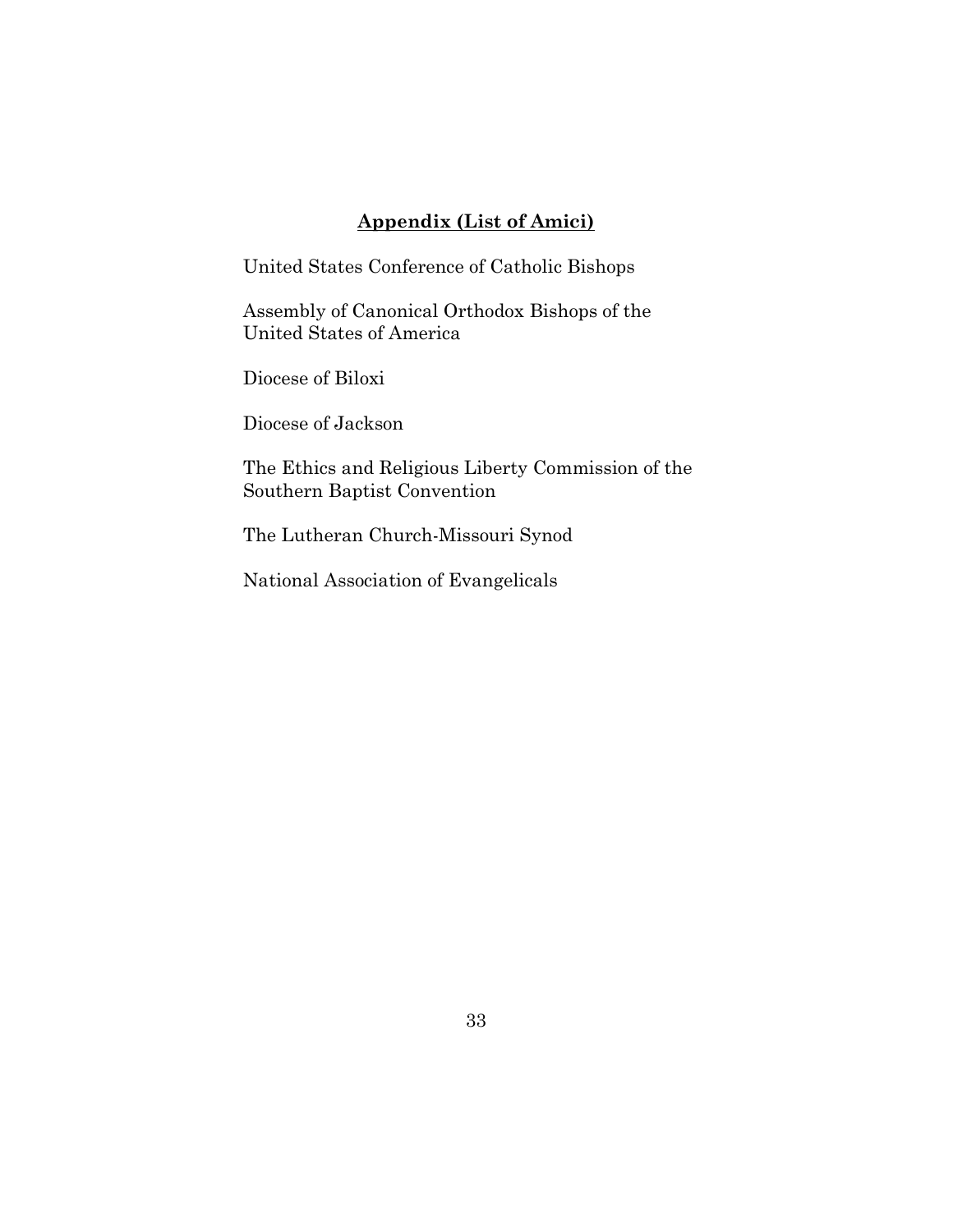## Appendix (List of Amici)

United States Conference of Catholic Bishops

Assembly of Canonical Orthodox Bishops of the United States of America

Diocese of Biloxi

Diocese of Jackson

The Ethics and Religious Liberty Commission of the Southern Baptist Convention

The Lutheran Church-Missouri Synod

National Association of Evangelicals